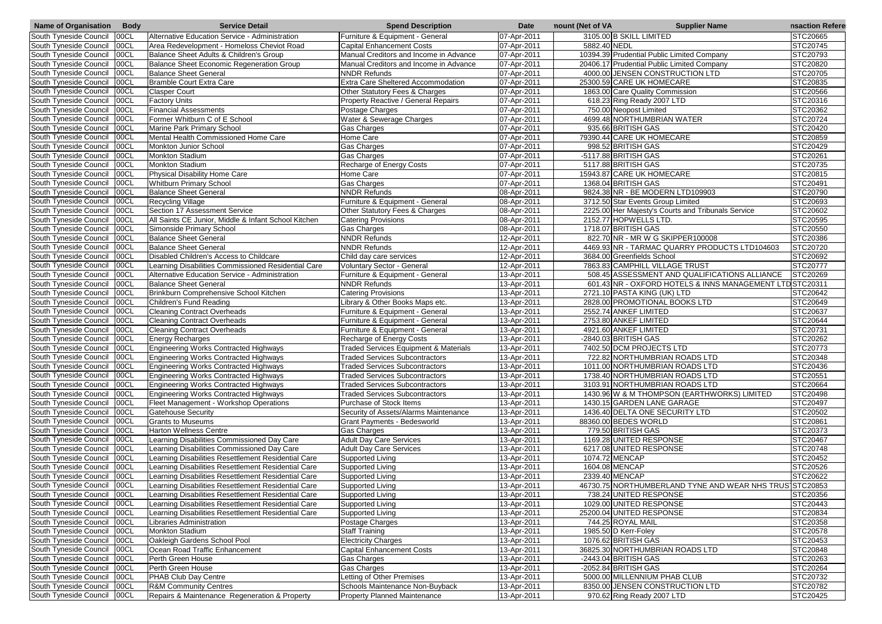| Name of Organisation | Body | Service Detail | Spend Description | Date | nount (Net of VA | Supplier Name | nsaction Refere |
|---|---|---|---|---|---|---|---|
| South Tyneside Council | 00CL | Alternative Education Service - Administration | Furniture & Equipment - General | 07-Apr-2011 | 3105.00 | B SKILL LIMITED | STC20665 |
| South Tyneside Council | 00CL | Area Redevelopment - Homeless Cheviot Road | Capital Enhancement Costs | 07-Apr-2011 | 5882.40 | NEDL | STC20745 |
| South Tyneside Council | 00CL | Balance Sheet Adults & Children's Group | Manual Creditors and Income in Advance | 07-Apr-2011 | 10394.39 | Prudential Public Limited Company | STC20793 |
| South Tyneside Council | 00CL | Balance Sheet Economic Regeneration Group | Manual Creditors and Income in Advance | 07-Apr-2011 | 20406.17 | Prudential Public Limited Company | STC20820 |
| South Tyneside Council | 00CL | Balance Sheet General | NNDR Refunds | 07-Apr-2011 | 4000.00 | JENSEN CONSTRUCTION LTD | STC20705 |
| South Tyneside Council | 00CL | Bramble Court Extra Care | Extra Care Sheltered Accommodation | 07-Apr-2011 | 25300.59 | CARE UK HOMECARE | STC20835 |
| South Tyneside Council | 00CL | Clasper Court | Other Statutory Fees & Charges | 07-Apr-2011 | 1863.00 | Care Quality Commission | STC20566 |
| South Tyneside Council | 00CL | Factory Units | Property Reactive / General Repairs | 07-Apr-2011 | 618.23 | Ring Ready 2007 LTD | STC20316 |
| South Tyneside Council | 00CL | Financial Assessments | Postage Charges | 07-Apr-2011 | 750.00 | Neopost Limited | STC20362 |
| South Tyneside Council | 00CL | Former Whitburn C of E School | Water & Sewerage Charges | 07-Apr-2011 | 4699.48 | NORTHUMBRIAN WATER | STC20724 |
| South Tyneside Council | 00CL | Marine Park Primary School | Gas Charges | 07-Apr-2011 | 935.66 | BRITISH GAS | STC20420 |
| South Tyneside Council | 00CL | Mental Health Commissioned Home Care | Home Care | 07-Apr-2011 | 79390.44 | CARE UK HOMECARE | STC20859 |
| South Tyneside Council | 00CL | Monkton Junior School | Gas Charges | 07-Apr-2011 | 998.52 | BRITISH GAS | STC20429 |
| South Tyneside Council | 00CL | Monkton Stadium | Gas Charges | 07-Apr-2011 | -5117.88 | BRITISH GAS | STC20261 |
| South Tyneside Council | 00CL | Monkton Stadium | Recharge of Energy Costs | 07-Apr-2011 | 5117.88 | BRITISH GAS | STC20735 |
| South Tyneside Council | 00CL | Physical Disability Home Care | Home Care | 07-Apr-2011 | 15943.87 | CARE UK HOMECARE | STC20815 |
| South Tyneside Council | 00CL | Whitburn Primary School | Gas Charges | 07-Apr-2011 | 1368.04 | BRITISH GAS | STC20491 |
| South Tyneside Council | 00CL | Balance Sheet General | NNDR Refunds | 08-Apr-2011 | 9824.38 | NR - BE MODERN LTD109903 | STC20790 |
| South Tyneside Council | 00CL | Recycling Village | Furniture & Equipment - General | 08-Apr-2011 | 3712.50 | Star Events Group Limited | STC20693 |
| South Tyneside Council | 00CL | Section 17 Assessment Service | Other Statutory Fees & Charges | 08-Apr-2011 | 2225.00 | Her Majesty's Courts and Tribunals Service | STC20602 |
| South Tyneside Council | 00CL | All Saints CE Junior, Middle & Infant School Kitchen | Catering Provisions | 08-Apr-2011 | 2152.77 | HOPWELLS LTD. | STC20595 |
| South Tyneside Council | 00CL | Simonside Primary School | Gas Charges | 08-Apr-2011 | 1718.07 | BRITISH GAS | STC20550 |
| South Tyneside Council | 00CL | Balance Sheet General | NNDR Refunds | 12-Apr-2011 | 822.70 | NR - MR W G SKIPPER100008 | STC20386 |
| South Tyneside Council | 00CL | Balance Sheet General | NNDR Refunds | 12-Apr-2011 | 4469.93 | NR - TARMAC QUARRY PRODUCTS LTD104603 | STC20720 |
| South Tyneside Council | 00CL | Disabled Children's Access to Childcare | Child day care services | 12-Apr-2011 | 3684.00 | Greenfields School | STC20692 |
| South Tyneside Council | 00CL | Learning Disabilities Commissioned Residential Care | Voluntary Sector - General | 12-Apr-2011 | 7863.83 | CAMPHILL VILLAGE TRUST | STC20777 |
| South Tyneside Council | 00CL | Alternative Education Service - Administration | Furniture & Equipment - General | 13-Apr-2011 | 508.45 | ASSESSMENT AND QUALIFICATIONS ALLIANCE | STC20269 |
| South Tyneside Council | 00CL | Balance Sheet General | NNDR Refunds | 13-Apr-2011 | 601.43 | NR - OXFORD HOTELS & INNS MANAGEMENT LTD | STC20311 |
| South Tyneside Council | 00CL | Brinkburn Comprehensive School Kitchen | Catering Provisions | 13-Apr-2011 | 2721.10 | PASTA KING (UK) LTD | STC20642 |
| South Tyneside Council | 00CL | Children's Fund Reading | Library & Other Books Maps etc. | 13-Apr-2011 | 2828.00 | PROMOTIONAL BOOKS LTD | STC20649 |
| South Tyneside Council | 00CL | Cleaning Contract Overheads | Furniture & Equipment - General | 13-Apr-2011 | 2552.74 | ANKEF LIMITED | STC20637 |
| South Tyneside Council | 00CL | Cleaning Contract Overheads | Furniture & Equipment - General | 13-Apr-2011 | 2753.80 | ANKEF LIMITED | STC20644 |
| South Tyneside Council | 00CL | Cleaning Contract Overheads | Furniture & Equipment - General | 13-Apr-2011 | 4921.60 | ANKEF LIMITED | STC20731 |
| South Tyneside Council | 00CL | Energy Recharges | Recharge of Energy Costs | 13-Apr-2011 | -2840.03 | BRITISH GAS | STC20262 |
| South Tyneside Council | 00CL | Engineering Works Contracted Highways | Traded Services Equipment & Materials | 13-Apr-2011 | 7402.50 | DCM PROJECTS LTD | STC20773 |
| South Tyneside Council | 00CL | Engineering Works Contracted Highways | Traded Services Subcontractors | 13-Apr-2011 | 722.82 | NORTHUMBRIAN ROADS LTD | STC20348 |
| South Tyneside Council | 00CL | Engineering Works Contracted Highways | Traded Services Subcontractors | 13-Apr-2011 | 1011.00 | NORTHUMBRIAN ROADS LTD | STC20436 |
| South Tyneside Council | 00CL | Engineering Works Contracted Highways | Traded Services Subcontractors | 13-Apr-2011 | 1738.40 | NORTHUMBRIAN ROADS LTD | STC20551 |
| South Tyneside Council | 00CL | Engineering Works Contracted Highways | Traded Services Subcontractors | 13-Apr-2011 | 3103.91 | NORTHUMBRIAN ROADS LTD | STC20664 |
| South Tyneside Council | 00CL | Engineering Works Contracted Highways | Traded Services Subcontractors | 13-Apr-2011 | 1430.96 | W & M THOMPSON (EARTHWORKS) LIMITED | STC20498 |
| South Tyneside Council | 00CL | Fleet Management - Workshop Operations | Purchase of Stock Items | 13-Apr-2011 | 1430.15 | GARDEN LANE GARAGE | STC20497 |
| South Tyneside Council | 00CL | Gatehouse Security | Security of Assets/Alarms Maintenance | 13-Apr-2011 | 1436.40 | DELTA ONE SECURITY LTD | STC20502 |
| South Tyneside Council | 00CL | Grants to Museums | Grant Payments - Bedesworld | 13-Apr-2011 | 88360.00 | BEDES WORLD | STC20861 |
| South Tyneside Council | 00CL | Harton Wellness Centre | Gas Charges | 13-Apr-2011 | 779.50 | BRITISH GAS | STC20373 |
| South Tyneside Council | 00CL | Learning Disabilities Commissioned Day Care | Adult Day Care Services | 13-Apr-2011 | 1169.28 | UNITED RESPONSE | STC20467 |
| South Tyneside Council | 00CL | Learning Disabilities Commissioned Day Care | Adult Day Care Services | 13-Apr-2011 | 6217.08 | UNITED RESPONSE | STC20748 |
| South Tyneside Council | 00CL | Learning Disabilities Resettlement Residential Care | Supported Living | 13-Apr-2011 | 1074.72 | MENCAP | STC20452 |
| South Tyneside Council | 00CL | Learning Disabilities Resettlement Residential Care | Supported Living | 13-Apr-2011 | 1604.08 | MENCAP | STC20526 |
| South Tyneside Council | 00CL | Learning Disabilities Resettlement Residential Care | Supported Living | 13-Apr-2011 | 2339.40 | MENCAP | STC20622 |
| South Tyneside Council | 00CL | Learning Disabilities Resettlement Residential Care | Supported Living | 13-Apr-2011 | 46730.75 | NORTHUMBERLAND TYNE AND WEAR NHS TRUST | STC20853 |
| South Tyneside Council | 00CL | Learning Disabilities Resettlement Residential Care | Supported Living | 13-Apr-2011 | 738.24 | UNITED RESPONSE | STC20356 |
| South Tyneside Council | 00CL | Learning Disabilities Resettlement Residential Care | Supported Living | 13-Apr-2011 | 1029.00 | UNITED RESPONSE | STC20443 |
| South Tyneside Council | 00CL | Learning Disabilities Resettlement Residential Care | Supported Living | 13-Apr-2011 | 25200.04 | UNITED RESPONSE | STC20834 |
| South Tyneside Council | 00CL | Libraries Administration | Postage Charges | 13-Apr-2011 | 744.25 | ROYAL MAIL | STC20358 |
| South Tyneside Council | 00CL | Monkton Stadium | Staff Training | 13-Apr-2011 | 1985.50 | D Kerr-Foley | STC20578 |
| South Tyneside Council | 00CL | Oakleigh Gardens School Pool | Electricity Charges | 13-Apr-2011 | 1076.62 | BRITISH GAS | STC20453 |
| South Tyneside Council | 00CL | Ocean Road Traffic Enhancement | Capital Enhancement Costs | 13-Apr-2011 | 36825.30 | NORTHUMBRIAN ROADS LTD | STC20848 |
| South Tyneside Council | 00CL | Perth Green House | Gas Charges | 13-Apr-2011 | -2443.04 | BRITISH GAS | STC20263 |
| South Tyneside Council | 00CL | Perth Green House | Gas Charges | 13-Apr-2011 | -2052.84 | BRITISH GAS | STC20264 |
| South Tyneside Council | 00CL | PHAB Club Day Centre | Letting of Other Premises | 13-Apr-2011 | 5000.00 | MILLENNIUM PHAB CLUB | STC20732 |
| South Tyneside Council | 00CL | R&M Community Centres | Schools Maintenance Non-Buyback | 13-Apr-2011 | 8350.00 | JENSEN CONSTRUCTION LTD | STC20782 |
| South Tyneside Council | 00CL | Repairs & Maintenance Regeneration & Property | Property Planned Maintenance | 13-Apr-2011 | 970.62 | Ring Ready 2007 LTD | STC20425 |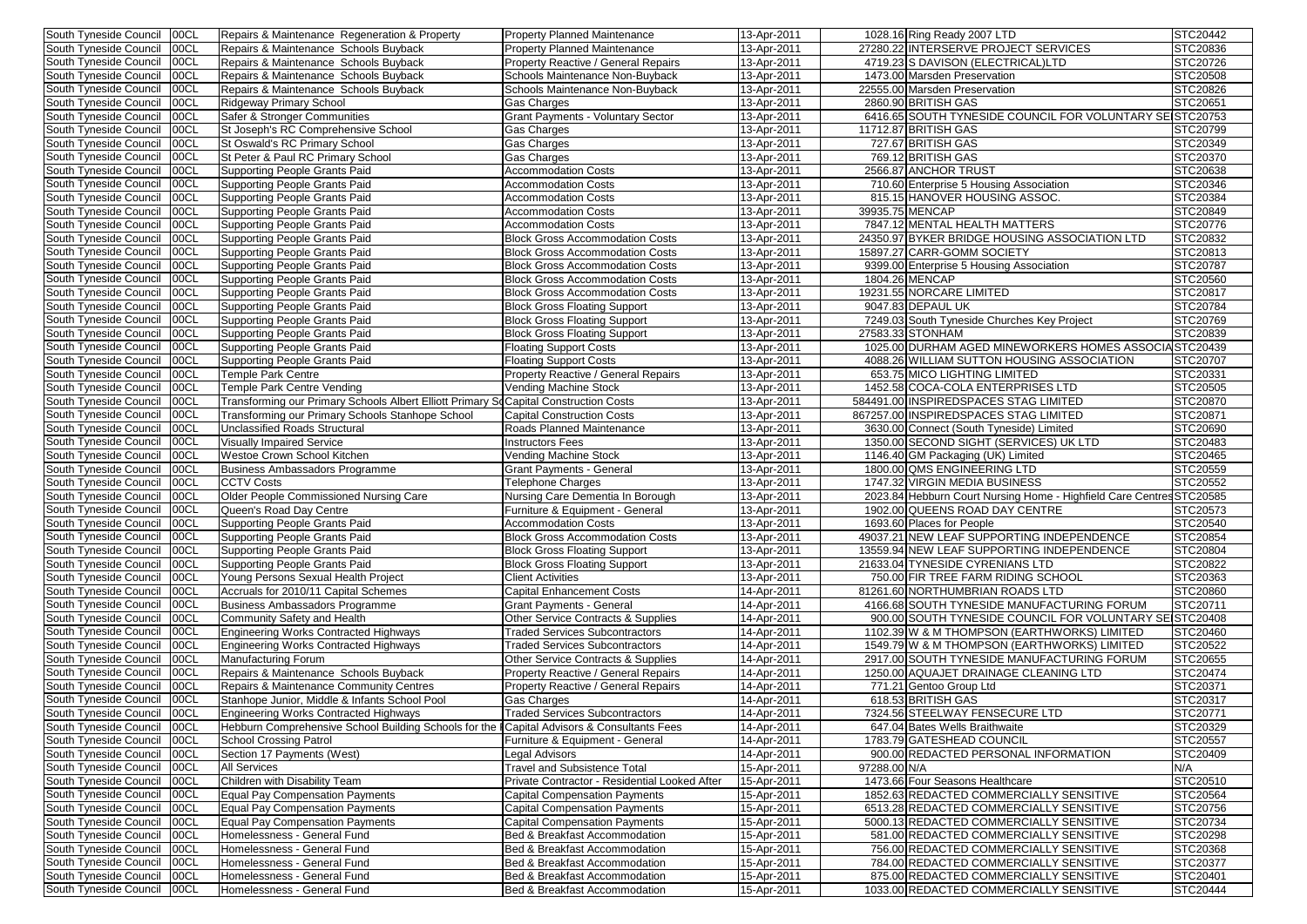| South Tyneside Council | 00CL | Repairs & Maintenance Regeneration & Property | Property Planned Maintenance | 13-Apr-2011 | 1028.16 | Ring Ready 2007 LTD | STC20442 |
|---|---|---|---|---|---|---|---|
| South Tyneside Council | 00CL | Repairs & Maintenance Schools Buyback | Property Planned Maintenance | 13-Apr-2011 | 27280.22 | INTERSERVE PROJECT SERVICES | STC20836 |
| South Tyneside Council | 00CL | Repairs & Maintenance Schools Buyback | Property Reactive / General Repairs | 13-Apr-2011 | 4719.23 | S DAVISON (ELECTRICAL)LTD | STC20726 |
| South Tyneside Council | 00CL | Repairs & Maintenance Schools Buyback | Schools Maintenance Non-Buyback | 13-Apr-2011 | 1473.00 | Marsden Preservation | STC20508 |
| South Tyneside Council | 00CL | Repairs & Maintenance Schools Buyback | Schools Maintenance Non-Buyback | 13-Apr-2011 | 22555.00 | Marsden Preservation | STC20826 |
| South Tyneside Council | 00CL | Ridgeway Primary School | Gas Charges | 13-Apr-2011 | 2860.90 | BRITISH GAS | STC20651 |
| South Tyneside Council | 00CL | Safer & Stronger Communities | Grant Payments - Voluntary Sector | 13-Apr-2011 | 6416.65 | SOUTH TYNESIDE COUNCIL FOR VOLUNTARY SE | STC20753 |
| South Tyneside Council | 00CL | St Joseph's RC Comprehensive School | Gas Charges | 13-Apr-2011 | 11712.87 | BRITISH GAS | STC20799 |
| South Tyneside Council | 00CL | St Oswald's RC Primary School | Gas Charges | 13-Apr-2011 | 727.67 | BRITISH GAS | STC20349 |
| South Tyneside Council | 00CL | St Peter & Paul RC Primary School | Gas Charges | 13-Apr-2011 | 769.12 | BRITISH GAS | STC20370 |
| South Tyneside Council | 00CL | Supporting People Grants Paid | Accommodation Costs | 13-Apr-2011 | 2566.87 | ANCHOR TRUST | STC20638 |
| South Tyneside Council | 00CL | Supporting People Grants Paid | Accommodation Costs | 13-Apr-2011 | 710.60 | Enterprise 5 Housing Association | STC20346 |
| South Tyneside Council | 00CL | Supporting People Grants Paid | Accommodation Costs | 13-Apr-2011 | 815.15 | HANOVER HOUSING ASSOC. | STC20384 |
| South Tyneside Council | 00CL | Supporting People Grants Paid | Accommodation Costs | 13-Apr-2011 | 39935.75 | MENCAP | STC20849 |
| South Tyneside Council | 00CL | Supporting People Grants Paid | Accommodation Costs | 13-Apr-2011 | 7847.12 | MENTAL HEALTH MATTERS | STC20776 |
| South Tyneside Council | 00CL | Supporting People Grants Paid | Block Gross Accommodation Costs | 13-Apr-2011 | 24350.97 | BYKER BRIDGE HOUSING ASSOCIATION LTD | STC20832 |
| South Tyneside Council | 00CL | Supporting People Grants Paid | Block Gross Accommodation Costs | 13-Apr-2011 | 15897.27 | CARR-GOMM SOCIETY | STC20813 |
| South Tyneside Council | 00CL | Supporting People Grants Paid | Block Gross Accommodation Costs | 13-Apr-2011 | 9399.00 | Enterprise 5 Housing Association | STC20787 |
| South Tyneside Council | 00CL | Supporting People Grants Paid | Block Gross Accommodation Costs | 13-Apr-2011 | 1804.26 | MENCAP | STC20560 |
| South Tyneside Council | 00CL | Supporting People Grants Paid | Block Gross Accommodation Costs | 13-Apr-2011 | 19231.55 | NORCARE LIMITED | STC20817 |
| South Tyneside Council | 00CL | Supporting People Grants Paid | Block Gross Floating Support | 13-Apr-2011 | 9047.83 | DEPAUL UK | STC20784 |
| South Tyneside Council | 00CL | Supporting People Grants Paid | Block Gross Floating Support | 13-Apr-2011 | 7249.03 | South Tyneside Churches Key Project | STC20769 |
| South Tyneside Council | 00CL | Supporting People Grants Paid | Block Gross Floating Support | 13-Apr-2011 | 27583.33 | STONHAM | STC20839 |
| South Tyneside Council | 00CL | Supporting People Grants Paid | Floating Support Costs | 13-Apr-2011 | 1025.00 | DURHAM AGED MINEWORKERS HOMES ASSOCIA | STC20439 |
| South Tyneside Council | 00CL | Supporting People Grants Paid | Floating Support Costs | 13-Apr-2011 | 4088.26 | WILLIAM SUTTON HOUSING ASSOCIATION | STC20707 |
| South Tyneside Council | 00CL | Temple Park Centre | Property Reactive / General Repairs | 13-Apr-2011 | 653.75 | MICO LIGHTING LIMITED | STC20331 |
| South Tyneside Council | 00CL | Temple Park Centre Vending | Vending Machine Stock | 13-Apr-2011 | 1452.58 | COCA-COLA ENTERPRISES LTD | STC20505 |
| South Tyneside Council | 00CL | Transforming our Primary Schools Albert Elliott Primary Sc | Capital Construction Costs | 13-Apr-2011 | 584491.00 | INSPIREDSPACES STAG LIMITED | STC20870 |
| South Tyneside Council | 00CL | Transforming our Primary Schools Stanhope School | Capital Construction Costs | 13-Apr-2011 | 867257.00 | INSPIREDSPACES STAG LIMITED | STC20871 |
| South Tyneside Council | 00CL | Unclassified Roads Structural | Roads Planned Maintenance | 13-Apr-2011 | 3630.00 | Connect (South Tyneside) Limited | STC20690 |
| South Tyneside Council | 00CL | Visually Impaired Service | Instructors Fees | 13-Apr-2011 | 1350.00 | SECOND SIGHT (SERVICES) UK LTD | STC20483 |
| South Tyneside Council | 00CL | Westoe Crown School Kitchen | Vending Machine Stock | 13-Apr-2011 | 1146.40 | GM Packaging (UK) Limited | STC20465 |
| South Tyneside Council | 00CL | Business Ambassadors Programme | Grant Payments - General | 13-Apr-2011 | 1800.00 | QMS ENGINEERING LTD | STC20559 |
| South Tyneside Council | 00CL | CCTV Costs | Telephone Charges | 13-Apr-2011 | 1747.32 | VIRGIN MEDIA BUSINESS | STC20552 |
| South Tyneside Council | 00CL | Older People Commissioned Nursing Care | Nursing Care Dementia In Borough | 13-Apr-2011 | 2023.84 | Hebburn Court Nursing Home - Highfield Care Centres | STC20585 |
| South Tyneside Council | 00CL | Queen's Road Day Centre | Furniture & Equipment - General | 13-Apr-2011 | 1902.00 | QUEENS ROAD DAY CENTRE | STC20573 |
| South Tyneside Council | 00CL | Supporting People Grants Paid | Accommodation Costs | 13-Apr-2011 | 1693.60 | Places for People | STC20540 |
| South Tyneside Council | 00CL | Supporting People Grants Paid | Block Gross Accommodation Costs | 13-Apr-2011 | 49037.21 | NEW LEAF SUPPORTING INDEPENDENCE | STC20854 |
| South Tyneside Council | 00CL | Supporting People Grants Paid | Block Gross Floating Support | 13-Apr-2011 | 13559.94 | NEW LEAF SUPPORTING INDEPENDENCE | STC20804 |
| South Tyneside Council | 00CL | Supporting People Grants Paid | Block Gross Floating Support | 13-Apr-2011 | 21633.04 | TYNESIDE CYRENIANS LTD | STC20822 |
| South Tyneside Council | 00CL | Young Persons Sexual Health Project | Client Activities | 13-Apr-2011 | 750.00 | FIR TREE FARM RIDING SCHOOL | STC20363 |
| South Tyneside Council | 00CL | Accruals for 2010/11 Capital Schemes | Capital Enhancement Costs | 14-Apr-2011 | 81261.60 | NORTHUMBRIAN ROADS LTD | STC20860 |
| South Tyneside Council | 00CL | Business Ambassadors Programme | Grant Payments - General | 14-Apr-2011 | 4166.68 | SOUTH TYNESIDE MANUFACTURING FORUM | STC20711 |
| South Tyneside Council | 00CL | Community Safety and Health | Other Service Contracts & Supplies | 14-Apr-2011 | 900.00 | SOUTH TYNESIDE COUNCIL FOR VOLUNTARY SE | STC20408 |
| South Tyneside Council | 00CL | Engineering Works Contracted Highways | Traded Services Subcontractors | 14-Apr-2011 | 1102.39 | W & M THOMPSON (EARTHWORKS) LIMITED | STC20460 |
| South Tyneside Council | 00CL | Engineering Works Contracted Highways | Traded Services Subcontractors | 14-Apr-2011 | 1549.79 | W & M THOMPSON (EARTHWORKS) LIMITED | STC20522 |
| South Tyneside Council | 00CL | Manufacturing Forum | Other Service Contracts & Supplies | 14-Apr-2011 | 2917.00 | SOUTH TYNESIDE MANUFACTURING FORUM | STC20655 |
| South Tyneside Council | 00CL | Repairs & Maintenance Schools Buyback | Property Reactive / General Repairs | 14-Apr-2011 | 1250.00 | AQUAJET DRAINAGE CLEANING LTD | STC20474 |
| South Tyneside Council | 00CL | Repairs & Maintenance Community Centres | Property Reactive / General Repairs | 14-Apr-2011 | 771.21 | Gentoo Group Ltd | STC20371 |
| South Tyneside Council | 00CL | Stanhope Junior, Middle & Infants School Pool | Gas Charges | 14-Apr-2011 | 618.53 | BRITISH GAS | STC20317 |
| South Tyneside Council | 00CL | Engineering Works Contracted Highways | Traded Services Subcontractors | 14-Apr-2011 | 7324.56 | STEELWAY FENSECURE LTD | STC20771 |
| South Tyneside Council | 00CL | Hebburn Comprehensive School Building Schools for the F | Capital Advisors & Consultants Fees | 14-Apr-2011 | 647.04 | Bates Wells Braithwaite | STC20329 |
| South Tyneside Council | 00CL | School Crossing Patrol | Furniture & Equipment - General | 14-Apr-2011 | 1783.79 | GATESHEAD COUNCIL | STC20557 |
| South Tyneside Council | 00CL | Section 17 Payments (West) | Legal Advisors | 14-Apr-2011 | 900.00 | REDACTED PERSONAL INFORMATION | STC20409 |
| South Tyneside Council | 00CL | All Services | Travel and Subsistence Total | 15-Apr-2011 | 97288.00 | N/A | N/A |
| South Tyneside Council | 00CL | Children with Disability Team | Private Contractor - Residential Looked After | 15-Apr-2011 | 1473.66 | Four Seasons Healthcare | STC20510 |
| South Tyneside Council | 00CL | Equal Pay Compensation Payments | Capital Compensation Payments | 15-Apr-2011 | 1852.63 | REDACTED COMMERCIALLY SENSITIVE | STC20564 |
| South Tyneside Council | 00CL | Equal Pay Compensation Payments | Capital Compensation Payments | 15-Apr-2011 | 6513.28 | REDACTED COMMERCIALLY SENSITIVE | STC20756 |
| South Tyneside Council | 00CL | Equal Pay Compensation Payments | Capital Compensation Payments | 15-Apr-2011 | 5000.13 | REDACTED COMMERCIALLY SENSITIVE | STC20734 |
| South Tyneside Council | 00CL | Homelessness - General Fund | Bed & Breakfast Accommodation | 15-Apr-2011 | 581.00 | REDACTED COMMERCIALLY SENSITIVE | STC20298 |
| South Tyneside Council | 00CL | Homelessness - General Fund | Bed & Breakfast Accommodation | 15-Apr-2011 | 756.00 | REDACTED COMMERCIALLY SENSITIVE | STC20368 |
| South Tyneside Council | 00CL | Homelessness - General Fund | Bed & Breakfast Accommodation | 15-Apr-2011 | 784.00 | REDACTED COMMERCIALLY SENSITIVE | STC20377 |
| South Tyneside Council | 00CL | Homelessness - General Fund | Bed & Breakfast Accommodation | 15-Apr-2011 | 875.00 | REDACTED COMMERCIALLY SENSITIVE | STC20401 |
| South Tyneside Council | 00CL | Homelessness - General Fund | Bed & Breakfast Accommodation | 15-Apr-2011 | 1033.00 | REDACTED COMMERCIALLY SENSITIVE | STC20444 |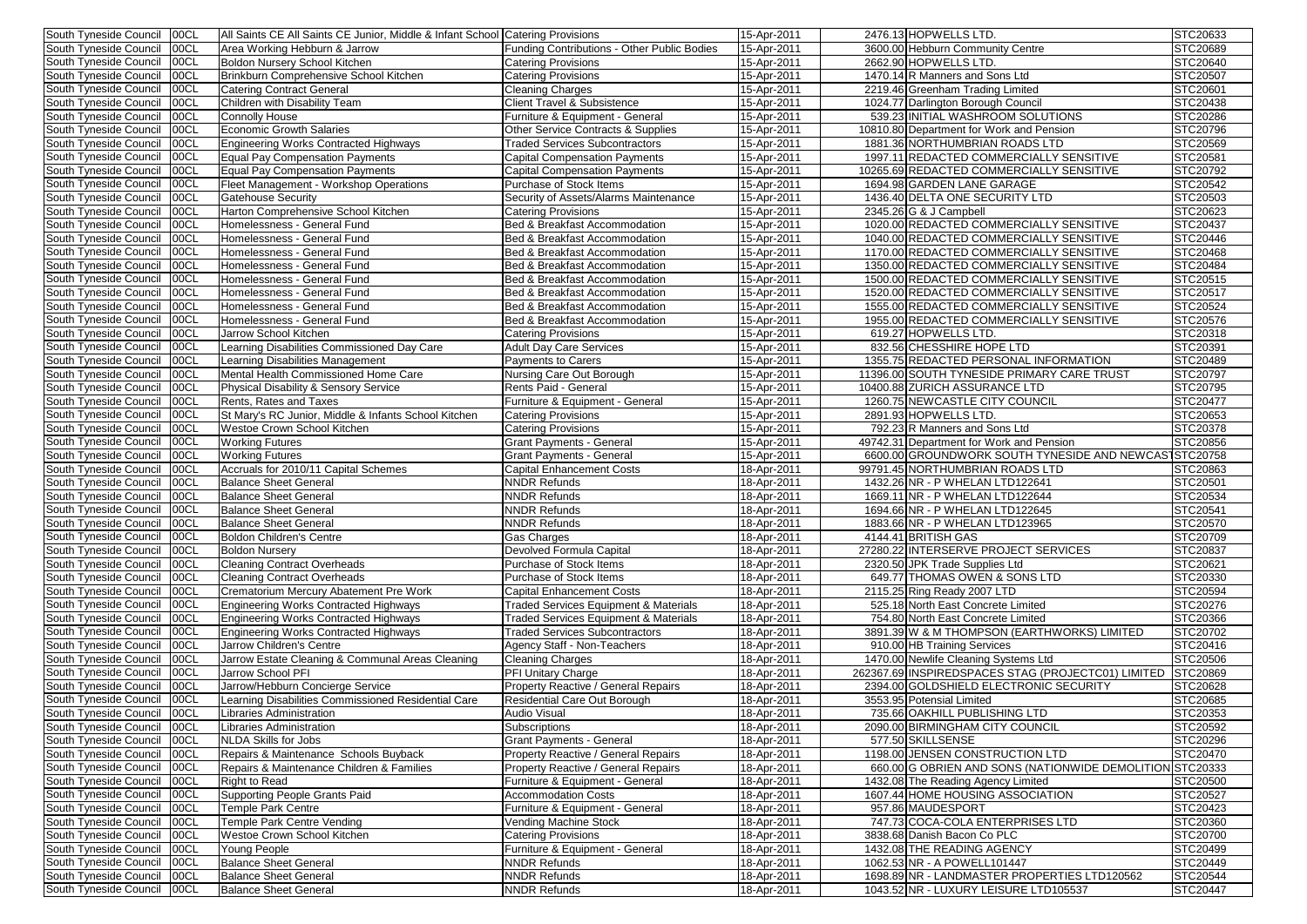| South Tyneside Council | 00CL | All Saints CE All Saints CE Junior, Middle & Infant School | Catering Provisions | 15-Apr-2011 | 2476.13 | HOPWELLS LTD. | STC20633 |
|---|---|---|---|---|---|---|---|
| South Tyneside Council | 00CL | Area Working Hebburn & Jarrow | Funding Contributions - Other Public Bodies | 15-Apr-2011 | 3600.00 | Hebburn Community Centre | STC20689 |
| South Tyneside Council | 00CL | Boldon Nursery School Kitchen | Catering Provisions | 15-Apr-2011 | 2662.90 | HOPWELLS LTD. | STC20640 |
| South Tyneside Council | 00CL | Brinkburn Comprehensive School Kitchen | Catering Provisions | 15-Apr-2011 | 1470.14 | R Manners and Sons Ltd | STC20507 |
| South Tyneside Council | 00CL | Catering Contract General | Cleaning Charges | 15-Apr-2011 | 2219.46 | Greenham Trading Limited | STC20601 |
| South Tyneside Council | 00CL | Children with Disability Team | Client Travel & Subsistence | 15-Apr-2011 | 1024.77 | Darlington Borough Council | STC20438 |
| South Tyneside Council | 00CL | Connolly House | Furniture & Equipment - General | 15-Apr-2011 | 539.23 | INITIAL WASHROOM SOLUTIONS | STC20286 |
| South Tyneside Council | 00CL | Economic Growth Salaries | Other Service Contracts & Supplies | 15-Apr-2011 | 10810.80 | Department for Work and Pension | STC20796 |
| South Tyneside Council | 00CL | Engineering Works Contracted Highways | Traded Services Subcontractors | 15-Apr-2011 | 1881.36 | NORTHUMBRIAN ROADS LTD | STC20569 |
| South Tyneside Council | 00CL | Equal Pay Compensation Payments | Capital Compensation Payments | 15-Apr-2011 | 1997.11 | REDACTED COMMERCIALLY SENSITIVE | STC20581 |
| South Tyneside Council | 00CL | Equal Pay Compensation Payments | Capital Compensation Payments | 15-Apr-2011 | 10265.69 | REDACTED COMMERCIALLY SENSITIVE | STC20792 |
| South Tyneside Council | 00CL | Fleet Management - Workshop Operations | Purchase of Stock Items | 15-Apr-2011 | 1694.98 | GARDEN LANE GARAGE | STC20542 |
| South Tyneside Council | 00CL | Gatehouse Security | Security of Assets/Alarms Maintenance | 15-Apr-2011 | 1436.40 | DELTA ONE SECURITY LTD | STC20503 |
| South Tyneside Council | 00CL | Harton Comprehensive School Kitchen | Catering Provisions | 15-Apr-2011 | 2345.26 | G & J Campbell | STC20623 |
| South Tyneside Council | 00CL | Homelessness - General Fund | Bed & Breakfast Accommodation | 15-Apr-2011 | 1020.00 | REDACTED COMMERCIALLY SENSITIVE | STC20437 |
| South Tyneside Council | 00CL | Homelessness - General Fund | Bed & Breakfast Accommodation | 15-Apr-2011 | 1040.00 | REDACTED COMMERCIALLY SENSITIVE | STC20446 |
| South Tyneside Council | 00CL | Homelessness - General Fund | Bed & Breakfast Accommodation | 15-Apr-2011 | 1170.00 | REDACTED COMMERCIALLY SENSITIVE | STC20468 |
| South Tyneside Council | 00CL | Homelessness - General Fund | Bed & Breakfast Accommodation | 15-Apr-2011 | 1350.00 | REDACTED COMMERCIALLY SENSITIVE | STC20484 |
| South Tyneside Council | 00CL | Homelessness - General Fund | Bed & Breakfast Accommodation | 15-Apr-2011 | 1500.00 | REDACTED COMMERCIALLY SENSITIVE | STC20515 |
| South Tyneside Council | 00CL | Homelessness - General Fund | Bed & Breakfast Accommodation | 15-Apr-2011 | 1520.00 | REDACTED COMMERCIALLY SENSITIVE | STC20517 |
| South Tyneside Council | 00CL | Homelessness - General Fund | Bed & Breakfast Accommodation | 15-Apr-2011 | 1555.00 | REDACTED COMMERCIALLY SENSITIVE | STC20524 |
| South Tyneside Council | 00CL | Homelessness - General Fund | Bed & Breakfast Accommodation | 15-Apr-2011 | 1955.00 | REDACTED COMMERCIALLY SENSITIVE | STC20576 |
| South Tyneside Council | 00CL | Jarrow School Kitchen | Catering Provisions | 15-Apr-2011 | 619.27 | HOPWELLS LTD. | STC20318 |
| South Tyneside Council | 00CL | Learning Disabilities Commissioned Day Care | Adult Day Care Services | 15-Apr-2011 | 832.56 | CHESSHIRE HOPE LTD | STC20391 |
| South Tyneside Council | 00CL | Learning Disabilities Management | Payments to Carers | 15-Apr-2011 | 1355.75 | REDACTED PERSONAL INFORMATION | STC20489 |
| South Tyneside Council | 00CL | Mental Health Commissioned Home Care | Nursing Care Out Borough | 15-Apr-2011 | 11396.00 | SOUTH TYNESIDE PRIMARY CARE TRUST | STC20797 |
| South Tyneside Council | 00CL | Physical Disability & Sensory Service | Rents Paid - General | 15-Apr-2011 | 10400.88 | ZURICH ASSURANCE LTD | STC20795 |
| South Tyneside Council | 00CL | Rents, Rates and Taxes | Furniture & Equipment - General | 15-Apr-2011 | 1260.75 | NEWCASTLE CITY COUNCIL | STC20477 |
| South Tyneside Council | 00CL | St Mary's RC Junior, Middle & Infants School Kitchen | Catering Provisions | 15-Apr-2011 | 2891.93 | HOPWELLS LTD. | STC20653 |
| South Tyneside Council | 00CL | Westoe Crown School Kitchen | Catering Provisions | 15-Apr-2011 | 792.23 | R Manners and Sons Ltd | STC20378 |
| South Tyneside Council | 00CL | Working Futures | Grant Payments - General | 15-Apr-2011 | 49742.31 | Department for Work and Pension | STC20856 |
| South Tyneside Council | 00CL | Working Futures | Grant Payments - General | 15-Apr-2011 | 6600.00 | GROUNDWORK SOUTH TYNESIDE AND NEWCAST | STC20758 |
| South Tyneside Council | 00CL | Accruals for 2010/11 Capital Schemes | Capital Enhancement Costs | 18-Apr-2011 | 99791.45 | NORTHUMBRIAN ROADS LTD | STC20863 |
| South Tyneside Council | 00CL | Balance Sheet General | NNDR Refunds | 18-Apr-2011 | 1432.26 | NR - P WHELAN LTD122641 | STC20501 |
| South Tyneside Council | 00CL | Balance Sheet General | NNDR Refunds | 18-Apr-2011 | 1669.11 | NR - P WHELAN LTD122644 | STC20534 |
| South Tyneside Council | 00CL | Balance Sheet General | NNDR Refunds | 18-Apr-2011 | 1694.66 | NR - P WHELAN LTD122645 | STC20541 |
| South Tyneside Council | 00CL | Balance Sheet General | NNDR Refunds | 18-Apr-2011 | 1883.66 | NR - P WHELAN LTD123965 | STC20570 |
| South Tyneside Council | 00CL | Boldon Children's Centre | Gas Charges | 18-Apr-2011 | 4144.41 | BRITISH GAS | STC20709 |
| South Tyneside Council | 00CL | Boldon Nursery | Devolved Formula Capital | 18-Apr-2011 | 27280.22 | INTERSERVE PROJECT SERVICES | STC20837 |
| South Tyneside Council | 00CL | Cleaning Contract Overheads | Purchase of Stock Items | 18-Apr-2011 | 2320.50 | JPK Trade Supplies Ltd | STC20621 |
| South Tyneside Council | 00CL | Cleaning Contract Overheads | Purchase of Stock Items | 18-Apr-2011 | 649.77 | THOMAS OWEN & SONS LTD | STC20330 |
| South Tyneside Council | 00CL | Crematorium Mercury Abatement Pre Work | Capital Enhancement Costs | 18-Apr-2011 | 2115.25 | Ring Ready 2007 LTD | STC20594 |
| South Tyneside Council | 00CL | Engineering Works Contracted Highways | Traded Services Equipment & Materials | 18-Apr-2011 | 525.18 | North East Concrete Limited | STC20276 |
| South Tyneside Council | 00CL | Engineering Works Contracted Highways | Traded Services Equipment & Materials | 18-Apr-2011 | 754.80 | North East Concrete Limited | STC20366 |
| South Tyneside Council | 00CL | Engineering Works Contracted Highways | Traded Services Subcontractors | 18-Apr-2011 | 3891.39 | W & M THOMPSON (EARTHWORKS) LIMITED | STC20702 |
| South Tyneside Council | 00CL | Jarrow Children's Centre | Agency Staff - Non-Teachers | 18-Apr-2011 | 910.00 | HB Training Services | STC20416 |
| South Tyneside Council | 00CL | Jarrow Estate Cleaning & Communal Areas Cleaning | Cleaning Charges | 18-Apr-2011 | 1470.00 | Newlife Cleaning Systems Ltd | STC20506 |
| South Tyneside Council | 00CL | Jarrow School PFI | PFI Unitary Charge | 18-Apr-2011 | 262367.69 | INSPIREDSPACES STAG (PROJECTC01) LIMITED | STC20869 |
| South Tyneside Council | 00CL | Jarrow/Hebburn Concierge Service | Property Reactive / General Repairs | 18-Apr-2011 | 2394.00 | GOLDSHIELD ELECTRONIC SECURITY | STC20628 |
| South Tyneside Council | 00CL | Learning Disabilities Commissioned Residential Care | Residential Care Out Borough | 18-Apr-2011 | 3553.95 | Potensial Limited | STC20685 |
| South Tyneside Council | 00CL | Libraries Administration | Audio Visual | 18-Apr-2011 | 735.66 | OAKHILL PUBLISHING LTD | STC20353 |
| South Tyneside Council | 00CL | Libraries Administration | Subscriptions | 18-Apr-2011 | 2090.00 | BIRMINGHAM CITY COUNCIL | STC20592 |
| South Tyneside Council | 00CL | NLDA Skills for Jobs | Grant Payments - General | 18-Apr-2011 | 577.50 | SKILLSENSE | STC20296 |
| South Tyneside Council | 00CL | Repairs & Maintenance Schools Buyback | Property Reactive / General Repairs | 18-Apr-2011 | 1198.00 | JENSEN CONSTRUCTION LTD | STC20470 |
| South Tyneside Council | 00CL | Repairs & Maintenance Children & Families | Property Reactive / General Repairs | 18-Apr-2011 | 660.00 | G OBRIEN AND SONS (NATIONWIDE DEMOLITION | STC20333 |
| South Tyneside Council | 00CL | Right to Read | Furniture & Equipment - General | 18-Apr-2011 | 1432.08 | The Reading Agency Limited | STC20500 |
| South Tyneside Council | 00CL | Supporting People Grants Paid | Accommodation Costs | 18-Apr-2011 | 1607.44 | HOME HOUSING ASSOCIATION | STC20527 |
| South Tyneside Council | 00CL | Temple Park Centre | Furniture & Equipment - General | 18-Apr-2011 | 957.86 | MAUDESPORT | STC20423 |
| South Tyneside Council | 00CL | Temple Park Centre Vending | Vending Machine Stock | 18-Apr-2011 | 747.73 | COCA-COLA ENTERPRISES LTD | STC20360 |
| South Tyneside Council | 00CL | Westoe Crown School Kitchen | Catering Provisions | 18-Apr-2011 | 3838.68 | Danish Bacon Co PLC | STC20700 |
| South Tyneside Council | 00CL | Young People | Furniture & Equipment - General | 18-Apr-2011 | 1432.08 | THE READING AGENCY | STC20499 |
| South Tyneside Council | 00CL | Balance Sheet General | NNDR Refunds | 18-Apr-2011 | 1062.53 | NR - A POWELL101447 | STC20449 |
| South Tyneside Council | 00CL | Balance Sheet General | NNDR Refunds | 18-Apr-2011 | 1698.89 | NR - LANDMASTER PROPERTIES LTD120562 | STC20544 |
| South Tyneside Council | 00CL | Balance Sheet General | NNDR Refunds | 18-Apr-2011 | 1043.52 | NR - LUXURY LEISURE LTD105537 | STC20447 |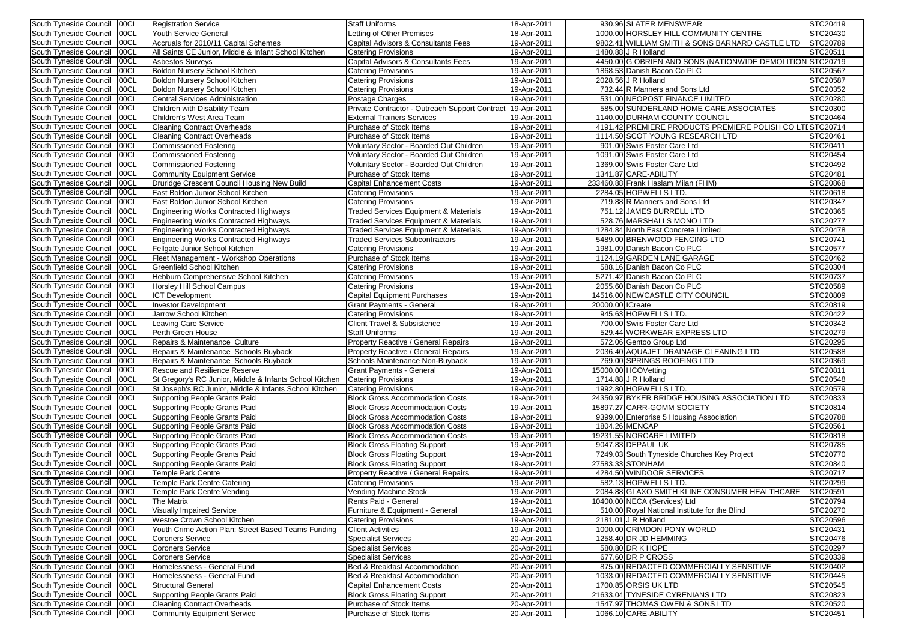| South Tyneside Council | 00CL | Registration Service | Staff Uniforms | 18-Apr-2011 | 930.96 | SLATER MENSWEAR | STC20419 |
|---|---|---|---|---|---|---|---|
| South Tyneside Council | 00CL | Youth Service General | Letting of Other Premises | 18-Apr-2011 | 1000.00 | HORSLEY HILL COMMUNITY CENTRE | STC20430 |
| South Tyneside Council | 00CL | Accruals for 2010/11 Capital Schemes | Capital Advisors & Consultants Fees | 19-Apr-2011 | 9802.41 | WILLIAM SMITH & SONS BARNARD CASTLE LTD | STC20789 |
| South Tyneside Council | 00CL | All Saints CE Junior, Middle & Infant School Kitchen | Catering Provisions | 19-Apr-2011 | 1480.88 | J R Holland | STC20511 |
| South Tyneside Council | 00CL | Asbestos Surveys | Capital Advisors & Consultants Fees | 19-Apr-2011 | 4450.00 | G OBRIEN AND SONS (NATIONWIDE DEMOLITION | STC20719 |
| South Tyneside Council | 00CL | Boldon Nursery School Kitchen | Catering Provisions | 19-Apr-2011 | 1868.53 | Danish Bacon Co PLC | STC20567 |
| South Tyneside Council | 00CL | Boldon Nursery School Kitchen | Catering Provisions | 19-Apr-2011 | 2028.56 | J R Holland | STC20587 |
| South Tyneside Council | 00CL | Boldon Nursery School Kitchen | Catering Provisions | 19-Apr-2011 | 732.44 | R Manners and Sons Ltd | STC20352 |
| South Tyneside Council | 00CL | Central Services Administration | Postage Charges | 19-Apr-2011 | 531.00 | NEOPOST FINANCE LIMITED | STC20280 |
| South Tyneside Council | 00CL | Children with Disability Team | Private Contractor - Outreach Support Contract | 19-Apr-2011 | 585.00 | SUNDERLAND HOME CARE ASSOCIATES | STC20300 |
| South Tyneside Council | 00CL | Children's West Area Team | External Trainers Services | 19-Apr-2011 | 1140.00 | DURHAM COUNTY COUNCIL | STC20464 |
| South Tyneside Council | 00CL | Cleaning Contract Overheads | Purchase of Stock Items | 19-Apr-2011 | 4191.42 | PREMIERE PRODUCTS PREMIERE POLISH CO LTD | STC20714 |
| South Tyneside Council | 00CL | Cleaning Contract Overheads | Purchase of Stock Items | 19-Apr-2011 | 1114.50 | SCOT YOUNG RESEARCH LTD | STC20461 |
| South Tyneside Council | 00CL | Commissioned Fostering | Voluntary Sector - Boarded Out Children | 19-Apr-2011 | 901.00 | Swiis Foster Care Ltd | STC20411 |
| South Tyneside Council | 00CL | Commissioned Fostering | Voluntary Sector - Boarded Out Children | 19-Apr-2011 | 1091.00 | Swiis Foster Care Ltd | STC20454 |
| South Tyneside Council | 00CL | Commissioned Fostering | Voluntary Sector - Boarded Out Children | 19-Apr-2011 | 1369.00 | Swiis Foster Care Ltd | STC20492 |
| South Tyneside Council | 00CL | Community Equipment Service | Purchase of Stock Items | 19-Apr-2011 | 1341.87 | CARE-ABILITY | STC20481 |
| South Tyneside Council | 00CL | Druridge Crescent Council Housing New Build | Capital Enhancement Costs | 19-Apr-2011 | 233460.88 | Frank Haslam Milan (FHM) | STC20868 |
| South Tyneside Council | 00CL | East Boldon Junior School Kitchen | Catering Provisions | 19-Apr-2011 | 2284.05 | HOPWELLS LTD. | STC20618 |
| South Tyneside Council | 00CL | East Boldon Junior School Kitchen | Catering Provisions | 19-Apr-2011 | 719.88 | R Manners and Sons Ltd | STC20347 |
| South Tyneside Council | 00CL | Engineering Works Contracted Highways | Traded Services Equipment & Materials | 19-Apr-2011 | 751.12 | JAMES BURRELL LTD | STC20365 |
| South Tyneside Council | 00CL | Engineering Works Contracted Highways | Traded Services Equipment & Materials | 19-Apr-2011 | 528.76 | MARSHALLS MONO LTD | STC20277 |
| South Tyneside Council | 00CL | Engineering Works Contracted Highways | Traded Services Equipment & Materials | 19-Apr-2011 | 1284.84 | North East Concrete Limited | STC20478 |
| South Tyneside Council | 00CL | Engineering Works Contracted Highways | Traded Services Subcontractors | 19-Apr-2011 | 5489.00 | BRENWOOD FENCING LTD | STC20741 |
| South Tyneside Council | 00CL | Fellgate Junior School Kitchen | Catering Provisions | 19-Apr-2011 | 1981.09 | Danish Bacon Co PLC | STC20577 |
| South Tyneside Council | 00CL | Fleet Management - Workshop Operations | Purchase of Stock Items | 19-Apr-2011 | 1124.19 | GARDEN LANE GARAGE | STC20462 |
| South Tyneside Council | 00CL | Greenfield School Kitchen | Catering Provisions | 19-Apr-2011 | 588.16 | Danish Bacon Co PLC | STC20304 |
| South Tyneside Council | 00CL | Hebburn Comprehensive School Kitchen | Catering Provisions | 19-Apr-2011 | 5271.42 | Danish Bacon Co PLC | STC20737 |
| South Tyneside Council | 00CL | Horsley Hill School Campus | Catering Provisions | 19-Apr-2011 | 2055.60 | Danish Bacon Co PLC | STC20589 |
| South Tyneside Council | 00CL | ICT Development | Capital Equipment Purchases | 19-Apr-2011 | 14516.00 | NEWCASTLE CITY COUNCIL | STC20809 |
| South Tyneside Council | 00CL | Investor Development | Grant Payments - General | 19-Apr-2011 | 20000.00 | ICreate | STC20819 |
| South Tyneside Council | 00CL | Jarrow School Kitchen | Catering Provisions | 19-Apr-2011 | 945.63 | HOPWELLS LTD. | STC20422 |
| South Tyneside Council | 00CL | Leaving Care Service | Client Travel & Subsistence | 19-Apr-2011 | 700.00 | Swiis Foster Care Ltd | STC20342 |
| South Tyneside Council | 00CL | Perth Green House | Staff Uniforms | 19-Apr-2011 | 529.44 | WORKWEAR EXPRESS LTD | STC20279 |
| South Tyneside Council | 00CL | Repairs & Maintenance Culture | Property Reactive / General Repairs | 19-Apr-2011 | 572.06 | Gentoo Group Ltd | STC20295 |
| South Tyneside Council | 00CL | Repairs & Maintenance Schools Buyback | Property Reactive / General Repairs | 19-Apr-2011 | 2036.40 | AQUAJET DRAINAGE CLEANING LTD | STC20588 |
| South Tyneside Council | 00CL | Repairs & Maintenance Schools Buyback | Schools Maintenance Non-Buyback | 19-Apr-2011 | 769.00 | SPRINGS ROOFING LTD | STC20369 |
| South Tyneside Council | 00CL | Rescue and Resilience Reserve | Grant Payments - General | 19-Apr-2011 | 15000.00 | HCOVetting | STC20811 |
| South Tyneside Council | 00CL | St Gregory's RC Junior, Middle & Infants School Kitchen | Catering Provisions | 19-Apr-2011 | 1714.88 | J R Holland | STC20548 |
| South Tyneside Council | 00CL | St Joseph's RC Junior, Middle & Infants School Kitchen | Catering Provisions | 19-Apr-2011 | 1992.80 | HOPWELLS LTD. | STC20579 |
| South Tyneside Council | 00CL | Supporting People Grants Paid | Block Gross Accommodation Costs | 19-Apr-2011 | 24350.97 | BYKER BRIDGE HOUSING ASSOCIATION LTD | STC20833 |
| South Tyneside Council | 00CL | Supporting People Grants Paid | Block Gross Accommodation Costs | 19-Apr-2011 | 15897.27 | CARR-GOMM SOCIETY | STC20814 |
| South Tyneside Council | 00CL | Supporting People Grants Paid | Block Gross Accommodation Costs | 19-Apr-2011 | 9399.00 | Enterprise 5 Housing Association | STC20788 |
| South Tyneside Council | 00CL | Supporting People Grants Paid | Block Gross Accommodation Costs | 19-Apr-2011 | 1804.26 | MENCAP | STC20561 |
| South Tyneside Council | 00CL | Supporting People Grants Paid | Block Gross Accommodation Costs | 19-Apr-2011 | 19231.55 | NORCARE LIMITED | STC20818 |
| South Tyneside Council | 00CL | Supporting People Grants Paid | Block Gross Floating Support | 19-Apr-2011 | 9047.83 | DEPAUL UK | STC20785 |
| South Tyneside Council | 00CL | Supporting People Grants Paid | Block Gross Floating Support | 19-Apr-2011 | 7249.03 | South Tyneside Churches Key Project | STC20770 |
| South Tyneside Council | 00CL | Supporting People Grants Paid | Block Gross Floating Support | 19-Apr-2011 | 27583.33 | STONHAM | STC20840 |
| South Tyneside Council | 00CL | Temple Park Centre | Property Reactive / General Repairs | 19-Apr-2011 | 4284.50 | WINDOOR SERVICES | STC20717 |
| South Tyneside Council | 00CL | Temple Park Centre Catering | Catering Provisions | 19-Apr-2011 | 582.13 | HOPWELLS LTD. | STC20299 |
| South Tyneside Council | 00CL | Temple Park Centre Vending | Vending Machine Stock | 19-Apr-2011 | 2084.88 | GLAXO SMITH KLINE CONSUMER HEALTHCARE | STC20591 |
| South Tyneside Council | 00CL | The Matrix | Rents Paid - General | 19-Apr-2011 | 10400.00 | NECA (Services) Ltd | STC20794 |
| South Tyneside Council | 00CL | Visually Impaired Service | Furniture & Equipment - General | 19-Apr-2011 | 510.00 | Royal National Institute for the Blind | STC20270 |
| South Tyneside Council | 00CL | Westoe Crown School Kitchen | Catering Provisions | 19-Apr-2011 | 2181.01 | J R Holland | STC20596 |
| South Tyneside Council | 00CL | Youth Crime Action Plan: Street Based Teams Funding | Client Activities | 19-Apr-2011 | 1000.00 | CRIMDON PONY WORLD | STC20431 |
| South Tyneside Council | 00CL | Coroners Service | Specialist Services | 20-Apr-2011 | 1258.40 | DR JD HEMMING | STC20476 |
| South Tyneside Council | 00CL | Coroners Service | Specialist Services | 20-Apr-2011 | 580.80 | DR K HOPE | STC20297 |
| South Tyneside Council | 00CL | Coroners Service | Specialist Services | 20-Apr-2011 | 677.60 | DR P CROSS | STC20339 |
| South Tyneside Council | 00CL | Homelessness - General Fund | Bed & Breakfast Accommodation | 20-Apr-2011 | 875.00 | REDACTED COMMERCIALLY SENSITIVE | STC20402 |
| South Tyneside Council | 00CL | Homelessness - General Fund | Bed & Breakfast Accommodation | 20-Apr-2011 | 1033.00 | REDACTED COMMERCIALLY SENSITIVE | STC20445 |
| South Tyneside Council | 00CL | Structural General | Capital Enhancement Costs | 20-Apr-2011 | 1700.85 | ORSIS UK LTD | STC20545 |
| South Tyneside Council | 00CL | Supporting People Grants Paid | Block Gross Floating Support | 20-Apr-2011 | 21633.04 | TYNESIDE CYRENIANS LTD | STC20823 |
| South Tyneside Council | 00CL | Cleaning Contract Overheads | Purchase of Stock Items | 20-Apr-2011 | 1547.97 | THOMAS OWEN & SONS LTD | STC20520 |
| South Tyneside Council | 00CL | Community Equipment Service | Purchase of Stock Items | 20-Apr-2011 | 1066.10 | CARE-ABILITY | STC20451 |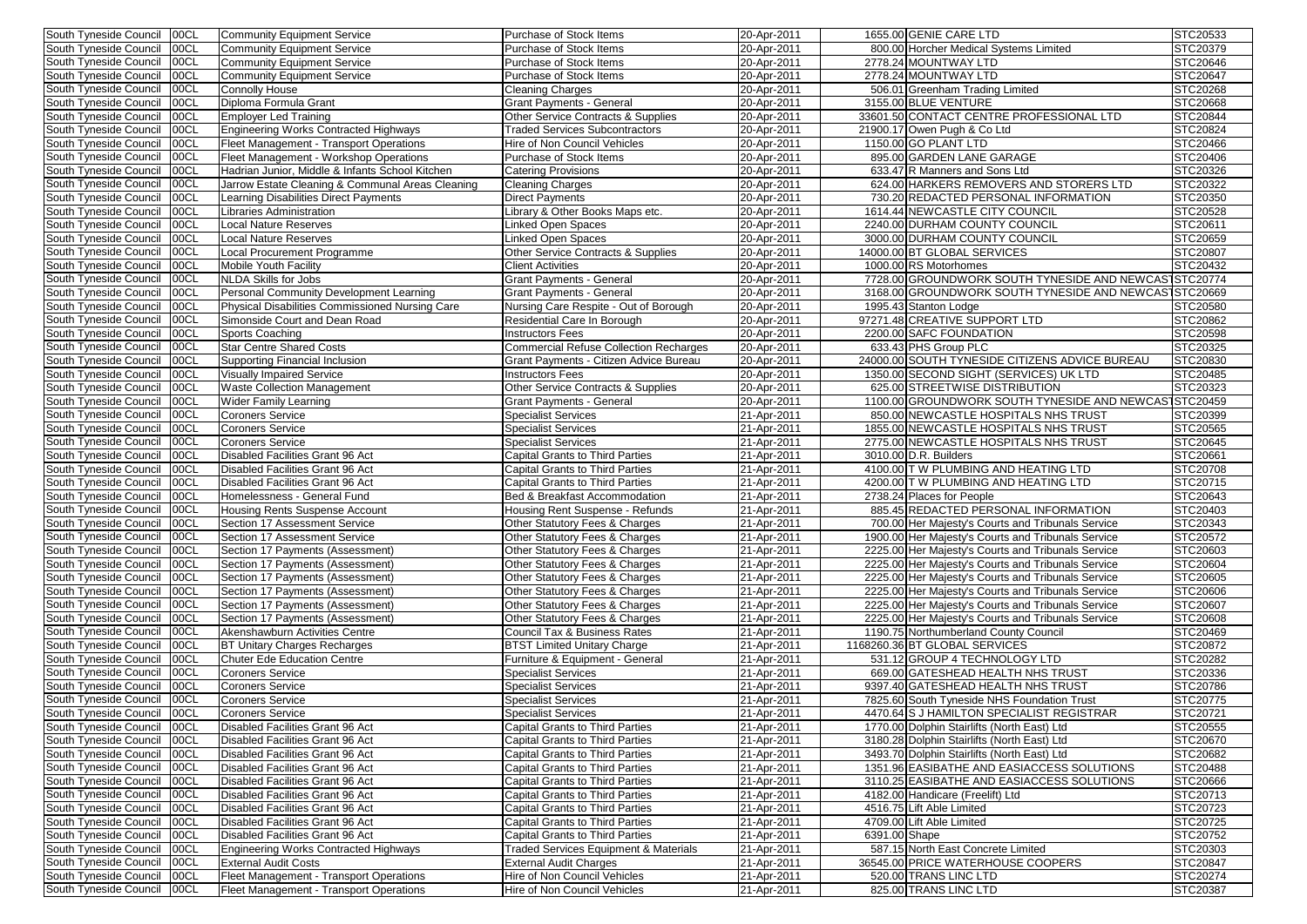| South Tyneside Council | 00CL | Community Equipment Service | Purchase of Stock Items | 20-Apr-2011 | 1655.00 | GENIE CARE LTD | STC20533 |
|---|---|---|---|---|---|---|---|
| South Tyneside Council | 00CL | Community Equipment Service | Purchase of Stock Items | 20-Apr-2011 | 800.00 | Horcher Medical Systems Limited | STC20379 |
| South Tyneside Council | 00CL | Community Equipment Service | Purchase of Stock Items | 20-Apr-2011 | 2778.24 | MOUNTWAY LTD | STC20646 |
| South Tyneside Council | 00CL | Community Equipment Service | Purchase of Stock Items | 20-Apr-2011 | 2778.24 | MOUNTWAY LTD | STC20647 |
| South Tyneside Council | 00CL | Connolly House | Cleaning Charges | 20-Apr-2011 | 506.01 | Greenham Trading Limited | STC20268 |
| South Tyneside Council | 00CL | Diploma Formula Grant | Grant Payments - General | 20-Apr-2011 | 3155.00 | BLUE VENTURE | STC20668 |
| South Tyneside Council | 00CL | Employer Led Training | Other Service Contracts & Supplies | 20-Apr-2011 | 33601.50 | CONTACT CENTRE PROFESSIONAL LTD | STC20844 |
| South Tyneside Council | 00CL | Engineering Works Contracted Highways | Traded Services Subcontractors | 20-Apr-2011 | 21900.17 | Owen Pugh & Co Ltd | STC20824 |
| South Tyneside Council | 00CL | Fleet Management - Transport Operations | Hire of Non Council Vehicles | 20-Apr-2011 | 1150.00 | GO PLANT LTD | STC20466 |
| South Tyneside Council | 00CL | Fleet Management - Workshop Operations | Purchase of Stock Items | 20-Apr-2011 | 895.00 | GARDEN LANE GARAGE | STC20406 |
| South Tyneside Council | 00CL | Hadrian Junior, Middle & Infants School Kitchen | Catering Provisions | 20-Apr-2011 | 633.47 | R Manners and Sons Ltd | STC20326 |
| South Tyneside Council | 00CL | Jarrow Estate Cleaning & Communal Areas Cleaning | Cleaning Charges | 20-Apr-2011 | 624.00 | HARKERS REMOVERS AND STORERS LTD | STC20322 |
| South Tyneside Council | 00CL | Learning Disabilities Direct Payments | Direct Payments | 20-Apr-2011 | 730.20 | REDACTED PERSONAL INFORMATION | STC20350 |
| South Tyneside Council | 00CL | Libraries Administration | Library & Other Books Maps etc. | 20-Apr-2011 | 1614.44 | NEWCASTLE CITY COUNCIL | STC20528 |
| South Tyneside Council | 00CL | Local Nature Reserves | Linked Open Spaces | 20-Apr-2011 | 2240.00 | DURHAM COUNTY COUNCIL | STC20611 |
| South Tyneside Council | 00CL | Local Nature Reserves | Linked Open Spaces | 20-Apr-2011 | 3000.00 | DURHAM COUNTY COUNCIL | STC20659 |
| South Tyneside Council | 00CL | Local Procurement Programme | Other Service Contracts & Supplies | 20-Apr-2011 | 14000.00 | BT GLOBAL SERVICES | STC20807 |
| South Tyneside Council | 00CL | Mobile Youth Facility | Client Activities | 20-Apr-2011 | 1000.00 | RS Motorhomes | STC20432 |
| South Tyneside Council | 00CL | NLDA Skills for Jobs | Grant Payments - General | 20-Apr-2011 | 7728.00 | GROUNDWORK SOUTH TYNESIDE AND NEWCAST | STC20774 |
| South Tyneside Council | 00CL | Personal Community Development Learning | Grant Payments - General | 20-Apr-2011 | 3168.00 | GROUNDWORK SOUTH TYNESIDE AND NEWCAST | STC20669 |
| South Tyneside Council | 00CL | Physical Disabilities Commissioned Nursing Care | Nursing Care Respite - Out of Borough | 20-Apr-2011 | 1995.43 | Stanton Lodge | STC20580 |
| South Tyneside Council | 00CL | Simonside Court and Dean Road | Residential Care In Borough | 20-Apr-2011 | 97271.48 | CREATIVE SUPPORT LTD | STC20862 |
| South Tyneside Council | 00CL | Sports Coaching | Instructors Fees | 20-Apr-2011 | 2200.00 | SAFC FOUNDATION | STC20598 |
| South Tyneside Council | 00CL | Star Centre Shared Costs | Commercial Refuse Collection Recharges | 20-Apr-2011 | 633.43 | PHS Group PLC | STC20325 |
| South Tyneside Council | 00CL | Supporting Financial Inclusion | Grant Payments - Citizen Advice Bureau | 20-Apr-2011 | 24000.00 | SOUTH TYNESIDE CITIZENS ADVICE BUREAU | STC20830 |
| South Tyneside Council | 00CL | Visually Impaired Service | Instructors Fees | 20-Apr-2011 | 1350.00 | SECOND SIGHT (SERVICES) UK LTD | STC20485 |
| South Tyneside Council | 00CL | Waste Collection Management | Other Service Contracts & Supplies | 20-Apr-2011 | 625.00 | STREETWISE DISTRIBUTION | STC20323 |
| South Tyneside Council | 00CL | Wider Family Learning | Grant Payments - General | 20-Apr-2011 | 1100.00 | GROUNDWORK SOUTH TYNESIDE AND NEWCAST | STC20459 |
| South Tyneside Council | 00CL | Coroners Service | Specialist Services | 21-Apr-2011 | 850.00 | NEWCASTLE HOSPITALS NHS TRUST | STC20399 |
| South Tyneside Council | 00CL | Coroners Service | Specialist Services | 21-Apr-2011 | 1855.00 | NEWCASTLE HOSPITALS NHS TRUST | STC20565 |
| South Tyneside Council | 00CL | Coroners Service | Specialist Services | 21-Apr-2011 | 2775.00 | NEWCASTLE HOSPITALS NHS TRUST | STC20645 |
| South Tyneside Council | 00CL | Disabled Facilities Grant 96 Act | Capital Grants to Third Parties | 21-Apr-2011 | 3010.00 | D.R. Builders | STC20661 |
| South Tyneside Council | 00CL | Disabled Facilities Grant 96 Act | Capital Grants to Third Parties | 21-Apr-2011 | 4100.00 | T W PLUMBING AND HEATING LTD | STC20708 |
| South Tyneside Council | 00CL | Disabled Facilities Grant 96 Act | Capital Grants to Third Parties | 21-Apr-2011 | 4200.00 | T W PLUMBING AND HEATING LTD | STC20715 |
| South Tyneside Council | 00CL | Homelessness - General Fund | Bed & Breakfast Accommodation | 21-Apr-2011 | 2738.24 | Places for People | STC20643 |
| South Tyneside Council | 00CL | Housing Rents Suspense Account | Housing Rent Suspense - Refunds | 21-Apr-2011 | 885.45 | REDACTED PERSONAL INFORMATION | STC20403 |
| South Tyneside Council | 00CL | Section 17 Assessment Service | Other Statutory Fees & Charges | 21-Apr-2011 | 700.00 | Her Majesty's Courts and Tribunals Service | STC20343 |
| South Tyneside Council | 00CL | Section 17 Assessment Service | Other Statutory Fees & Charges | 21-Apr-2011 | 1900.00 | Her Majesty's Courts and Tribunals Service | STC20572 |
| South Tyneside Council | 00CL | Section 17 Payments (Assessment) | Other Statutory Fees & Charges | 21-Apr-2011 | 2225.00 | Her Majesty's Courts and Tribunals Service | STC20603 |
| South Tyneside Council | 00CL | Section 17 Payments (Assessment) | Other Statutory Fees & Charges | 21-Apr-2011 | 2225.00 | Her Majesty's Courts and Tribunals Service | STC20604 |
| South Tyneside Council | 00CL | Section 17 Payments (Assessment) | Other Statutory Fees & Charges | 21-Apr-2011 | 2225.00 | Her Majesty's Courts and Tribunals Service | STC20605 |
| South Tyneside Council | 00CL | Section 17 Payments (Assessment) | Other Statutory Fees & Charges | 21-Apr-2011 | 2225.00 | Her Majesty's Courts and Tribunals Service | STC20606 |
| South Tyneside Council | 00CL | Section 17 Payments (Assessment) | Other Statutory Fees & Charges | 21-Apr-2011 | 2225.00 | Her Majesty's Courts and Tribunals Service | STC20607 |
| South Tyneside Council | 00CL | Section 17 Payments (Assessment) | Other Statutory Fees & Charges | 21-Apr-2011 | 2225.00 | Her Majesty's Courts and Tribunals Service | STC20608 |
| South Tyneside Council | 00CL | Akenshawburn Activities Centre | Council Tax & Business Rates | 21-Apr-2011 | 1190.75 | Northumberland County Council | STC20469 |
| South Tyneside Council | 00CL | BT Unitary Charges Recharges | BTST Limited Unitary Charge | 21-Apr-2011 | 1168260.36 | BT GLOBAL SERVICES | STC20872 |
| South Tyneside Council | 00CL | Chuter Ede Education Centre | Furniture & Equipment - General | 21-Apr-2011 | 531.12 | GROUP 4 TECHNOLOGY LTD | STC20282 |
| South Tyneside Council | 00CL | Coroners Service | Specialist Services | 21-Apr-2011 | 669.00 | GATESHEAD HEALTH NHS TRUST | STC20336 |
| South Tyneside Council | 00CL | Coroners Service | Specialist Services | 21-Apr-2011 | 9397.40 | GATESHEAD HEALTH NHS TRUST | STC20786 |
| South Tyneside Council | 00CL | Coroners Service | Specialist Services | 21-Apr-2011 | 7825.60 | South Tyneside NHS Foundation Trust | STC20775 |
| South Tyneside Council | 00CL | Coroners Service | Specialist Services | 21-Apr-2011 | 4470.64 | S J HAMILTON SPECIALIST REGISTRAR | STC20721 |
| South Tyneside Council | 00CL | Disabled Facilities Grant 96 Act | Capital Grants to Third Parties | 21-Apr-2011 | 1770.00 | Dolphin Stairlifts (North East) Ltd | STC20555 |
| South Tyneside Council | 00CL | Disabled Facilities Grant 96 Act | Capital Grants to Third Parties | 21-Apr-2011 | 3180.28 | Dolphin Stairlifts (North East) Ltd | STC20670 |
| South Tyneside Council | 00CL | Disabled Facilities Grant 96 Act | Capital Grants to Third Parties | 21-Apr-2011 | 3493.70 | Dolphin Stairlifts (North East) Ltd | STC20682 |
| South Tyneside Council | 00CL | Disabled Facilities Grant 96 Act | Capital Grants to Third Parties | 21-Apr-2011 | 1351.96 | EASIBATHE AND EASIACCESS SOLUTIONS | STC20488 |
| South Tyneside Council | 00CL | Disabled Facilities Grant 96 Act | Capital Grants to Third Parties | 21-Apr-2011 | 3110.25 | EASIBATHE AND EASIACCESS SOLUTIONS | STC20666 |
| South Tyneside Council | 00CL | Disabled Facilities Grant 96 Act | Capital Grants to Third Parties | 21-Apr-2011 | 4182.00 | Handicare (Freelift) Ltd | STC20713 |
| South Tyneside Council | 00CL | Disabled Facilities Grant 96 Act | Capital Grants to Third Parties | 21-Apr-2011 | 4516.75 | Lift Able Limited | STC20723 |
| South Tyneside Council | 00CL | Disabled Facilities Grant 96 Act | Capital Grants to Third Parties | 21-Apr-2011 | 4709.00 | Lift Able Limited | STC20725 |
| South Tyneside Council | 00CL | Disabled Facilities Grant 96 Act | Capital Grants to Third Parties | 21-Apr-2011 | 6391.00 | Shape | STC20752 |
| South Tyneside Council | 00CL | Engineering Works Contracted Highways | Traded Services Equipment & Materials | 21-Apr-2011 | 587.15 | North East Concrete Limited | STC20303 |
| South Tyneside Council | 00CL | External Audit Costs | External Audit Charges | 21-Apr-2011 | 36545.00 | PRICE WATERHOUSE COOPERS | STC20847 |
| South Tyneside Council | 00CL | Fleet Management - Transport Operations | Hire of Non Council Vehicles | 21-Apr-2011 | 520.00 | TRANS LINC LTD | STC20274 |
| South Tyneside Council | 00CL | Fleet Management - Transport Operations | Hire of Non Council Vehicles | 21-Apr-2011 | 825.00 | TRANS LINC LTD | STC20387 |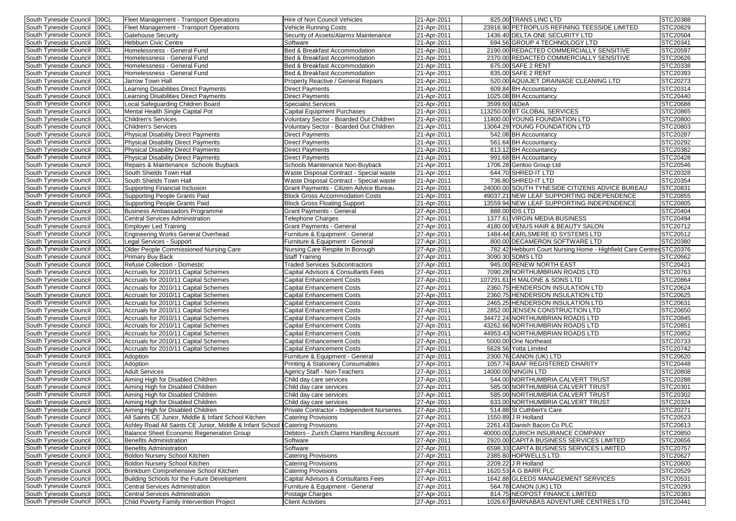| South Tyneside Council | 00CL | Fleet Management - Transport Operations | Hire of Non Council Vehicles | 21-Apr-2011 | 825.00 | TRANS LINC LTD | STC20388 |
|---|---|---|---|---|---|---|---|
| South Tyneside Council | 00CL | Fleet Management - Transport Operations | Vehicle Running Costs | 21-Apr-2011 | 23916.90 | PETROPLUS REFINING TEESSIDE LIMITED | STC20829 |
| South Tyneside Council | 00CL | Gatehouse Security | Security of Assets/Alarms Maintenance | 21-Apr-2011 | 1436.40 | DELTA ONE SECURITY LTD | STC20504 |
| South Tyneside Council | 00CL | Hebburn Civic Centre | Software | 21-Apr-2011 | 694.56 | GROUP 4 TECHNOLOGY LTD | STC20341 |
| South Tyneside Council | 00CL | Homelessness - General Fund | Bed & Breakfast Accommodation | 21-Apr-2011 | 2190.00 | REDACTED COMMERCIALLY SENSITIVE | STC20597 |
| South Tyneside Council | 00CL | Homelessness - General Fund | Bed & Breakfast Accommodation | 21-Apr-2011 | 2370.00 | REDACTED COMMERCIALLY SENSITIVE | STC20626 |
| South Tyneside Council | 00CL | Homelessness - General Fund | Bed & Breakfast Accommodation | 21-Apr-2011 | 675.00 | SAFE 2 RENT | STC20338 |
| South Tyneside Council | 00CL | Homelessness - General Fund | Bed & Breakfast Accommodation | 21-Apr-2011 | 835.00 | SAFE 2 RENT | STC20393 |
| South Tyneside Council | 00CL | Jarrow Town Hall | Property Reactive / General Repairs | 21-Apr-2011 | 520.00 | AQUAJET DRAINAGE CLEANING LTD | STC20273 |
| South Tyneside Council | 00CL | Learning Disabilities Direct Payments | Direct Payments | 21-Apr-2011 | 609.84 | BH Accountancy | STC20314 |
| South Tyneside Council | 00CL | Learning Disabilities Direct Payments | Direct Payments | 21-Apr-2011 | 1025.08 | BH Accountancy | STC20440 |
| South Tyneside Council | 00CL | Local Safeguarding Children Board | Specialist Services | 21-Apr-2011 | 3599.60 | I&DeA | STC20688 |
| South Tyneside Council | 00CL | Mental Health Single Capital Pot | Capital Equipment Purchases | 21-Apr-2011 | 113250.00 | BT GLOBAL SERVICES | STC20865 |
| South Tyneside Council | 00CL | Children's Services | Voluntary Sector - Boarded Out Children | 21-Apr-2011 | 11800.00 | YOUNG FOUNDATION LTD | STC20800 |
| South Tyneside Council | 00CL | Children's Services | Voluntary Sector - Boarded Out Children | 21-Apr-2011 | 13064.29 | YOUNG FOUNDATION LTD | STC20803 |
| South Tyneside Council | 00CL | Physical Disability Direct Payments | Direct Payments | 21-Apr-2011 | 542.08 | BH Accountancy | STC20287 |
| South Tyneside Council | 00CL | Physical Disability Direct Payments | Direct Payments | 21-Apr-2011 | 561.64 | BH Accountancy | STC20292 |
| South Tyneside Council | 00CL | Physical Disability Direct Payments | Direct Payments | 21-Apr-2011 | 813.12 | BH Accountancy | STC20382 |
| South Tyneside Council | 00CL | Physical Disability Direct Payments | Direct Payments | 21-Apr-2011 | 991.68 | BH Accountancy | STC20428 |
| South Tyneside Council | 00CL | Repairs & Maintenance Schools Buyback | Schools Maintenance Non-Buyback | 21-Apr-2011 | 1706.28 | Gentoo Group Ltd | STC20546 |
| South Tyneside Council | 00CL | South Shields Town Hall | Waste Disposal Contract - Special waste | 21-Apr-2011 | 644.70 | SHRED-IT LTD | STC20328 |
| South Tyneside Council | 00CL | South Shields Town Hall | Waste Disposal Contract - Special waste | 21-Apr-2011 | 736.80 | SHRED-IT LTD | STC20354 |
| South Tyneside Council | 00CL | Supporting Financial Inclusion | Grant Payments - Citizen Advice Bureau | 21-Apr-2011 | 24000.00 | SOUTH TYNESIDE CITIZENS ADVICE BUREAU | STC20831 |
| South Tyneside Council | 00CL | Supporting People Grants Paid | Block Gross Accommodation Costs | 21-Apr-2011 | 49037.21 | NEW LEAF SUPPORTING INDEPENDENCE | STC20855 |
| South Tyneside Council | 00CL | Supporting People Grants Paid | Block Gross Floating Support | 21-Apr-2011 | 13559.94 | NEW LEAF SUPPORTING INDEPENDENCE | STC20805 |
| South Tyneside Council | 00CL | Business Ambassadors Programme | Grant Payments - General | 27-Apr-2011 | 888.00 | IDS LTD | STC20404 |
| South Tyneside Council | 00CL | Central Services Administration | Telephone Charges | 27-Apr-2011 | 1377.61 | VIRGIN MEDIA BUSINESS | STC20494 |
| South Tyneside Council | 00CL | Employer Led Training | Grant Payments - General | 27-Apr-2011 | 4180.00 | VENUS HAIR & BEAUTY SALON | STC20712 |
| South Tyneside Council | 00CL | Engineering Works General Overhead | Furniture & Equipment - General | 27-Apr-2011 | 1484.44 | EARLSMERE ID SYSTEMS LTD | STC20512 |
| South Tyneside Council | 00CL | Legal Services - Support | Furniture & Equipment - General | 27-Apr-2011 | 800.00 | DECAMERON SOFTWARE LTD | STC20380 |
| South Tyneside Council | 00CL | Older People Commissioned Nursing Care | Nursing Care Respite In Borough | 27-Apr-2011 | 782.42 | Hebburn Court Nursing Home - Highfield Care Centres | STC20376 |
| South Tyneside Council | 00CL | Primary Buy Back | Staff Training | 27-Apr-2011 | 3090.30 | SDMS LTD | STC20662 |
| South Tyneside Council | 00CL | Refuse Collection - Domestic | Traded Services Subcontractors | 27-Apr-2011 | 945.00 | RENEW NORTH EAST | STC20421 |
| South Tyneside Council | 00CL | Accruals for 2010/11 Capital Schemes | Capital Advisors & Consultants Fees | 27-Apr-2011 | 7090.28 | NORTHUMBRIAN ROADS LTD | STC20763 |
| South Tyneside Council | 00CL | Accruals for 2010/11 Capital Schemes | Capital Enhancement Costs | 27-Apr-2011 | 107291.61 | H MALONE & SONS LTD | STC20864 |
| South Tyneside Council | 00CL | Accruals for 2010/11 Capital Schemes | Capital Enhancement Costs | 27-Apr-2011 | 2360.75 | HENDERSON INSULATION LTD | STC20624 |
| South Tyneside Council | 00CL | Accruals for 2010/11 Capital Schemes | Capital Enhancement Costs | 27-Apr-2011 | 2360.75 | HENDERSON INSULATION LTD | STC20625 |
| South Tyneside Council | 00CL | Accruals for 2010/11 Capital Schemes | Capital Enhancement Costs | 27-Apr-2011 | 2465.25 | HENDERSON INSULATION LTD | STC20631 |
| South Tyneside Council | 00CL | Accruals for 2010/11 Capital Schemes | Capital Enhancement Costs | 27-Apr-2011 | 2852.00 | JENSEN CONSTRUCTION LTD | STC20650 |
| South Tyneside Council | 00CL | Accruals for 2010/11 Capital Schemes | Capital Enhancement Costs | 27-Apr-2011 | 34472.24 | NORTHUMBRIAN ROADS LTD | STC20845 |
| South Tyneside Council | 00CL | Accruals for 2010/11 Capital Schemes | Capital Enhancement Costs | 27-Apr-2011 | 43262.66 | NORTHUMBRIAN ROADS LTD | STC20851 |
| South Tyneside Council | 00CL | Accruals for 2010/11 Capital Schemes | Capital Enhancement Costs | 27-Apr-2011 | 44953.43 | NORTHUMBRIAN ROADS LTD | STC20852 |
| South Tyneside Council | 00CL | Accruals for 2010/11 Capital Schemes | Capital Enhancement Costs | 27-Apr-2011 | 5000.00 | One Northeast | STC20733 |
| South Tyneside Council | 00CL | Accruals for 2010/11 Capital Schemes | Capital Enhancement Costs | 27-Apr-2011 | 5628.56 | Yotta Limited | STC20742 |
| South Tyneside Council | 00CL | Adoption | Furniture & Equipment - General | 27-Apr-2011 | 2300.76 | CANON (UK) LTD | STC20620 |
| South Tyneside Council | 00CL | Adoption | Printing & Stationery Consumables | 27-Apr-2011 | 1057.74 | BAAF REGISTERED CHARITY | STC20448 |
| South Tyneside Council | 00CL | Adult Services | Agency Staff - Non-Teachers | 27-Apr-2011 | 14000.00 | NINGIN LTD | STC20808 |
| South Tyneside Council | 00CL | Aiming High for Disabled Children | Child day care services | 27-Apr-2011 | 544.00 | NORTHUMBRIA CALVERT TRUST | STC20288 |
| South Tyneside Council | 00CL | Aiming High for Disabled Children | Child day care services | 27-Apr-2011 | 585.00 | NORTHUMBRIA CALVERT TRUST | STC20301 |
| South Tyneside Council | 00CL | Aiming High for Disabled Children | Child day care services | 27-Apr-2011 | 585.00 | NORTHUMBRIA CALVERT TRUST | STC20302 |
| South Tyneside Council | 00CL | Aiming High for Disabled Children | Child day care services | 27-Apr-2011 | 633.00 | NORTHUMBRIA CALVERT TRUST | STC20324 |
| South Tyneside Council | 00CL | Aiming High for Disabled Children | Private Contractor - Independent Nurseries | 27-Apr-2011 | 514.88 | St Cuthbert's Care | STC20271 |
| South Tyneside Council | 00CL | All Saints CE Junior, Middle & Infant School Kitchen | Catering Provisions | 27-Apr-2011 | 1550.89 | J R Holland | STC20523 |
| South Tyneside Council | 00CL | Ashley Road All Saints CE Junior, Middle & Infant School | Catering Provisions | 27-Apr-2011 | 2261.43 | Danish Bacon Co PLC | STC20613 |
| South Tyneside Council | 00CL | Balance Sheet Economic Regeneration Group | Debtors - Zurich Claims Handling Account | 27-Apr-2011 | 40000.00 | ZURICH INSURANCE COMPANY | STC20850 |
| South Tyneside Council | 00CL | Benefits Administration | Software | 27-Apr-2011 | 2920.00 | CAPITA BUSINESS SERVICES LIMITED | STC20656 |
| South Tyneside Council | 00CL | Benefits Administration | Software | 27-Apr-2011 | 6598.33 | CAPITA BUSINESS SERVICES LIMITED | STC20757 |
| South Tyneside Council | 00CL | Boldon Nursery School Kitchen | Catering Provisions | 27-Apr-2011 | 2385.80 | HOPWELLS LTD. | STC20627 |
| South Tyneside Council | 00CL | Boldon Nursery School Kitchen | Catering Provisions | 27-Apr-2011 | 2209.22 | J R Holland | STC20600 |
| South Tyneside Council | 00CL | Brinkburn Comprehensive School Kitchen | Catering Provisions | 27-Apr-2011 | 1620.53 | A G BARR PLC | STC20529 |
| South Tyneside Council | 00CL | Building Schools for the Future Development | Capital Advisors & Consultants Fees | 27-Apr-2011 | 1642.88 | GLEEDS MANAGEMENT SERVICES | STC20531 |
| South Tyneside Council | 00CL | Central Services Administration | Furniture & Equipment - General | 27-Apr-2011 | 564.78 | CANON (UK) LTD | STC20293 |
| South Tyneside Council | 00CL | Central Services Administration | Postage Charges | 27-Apr-2011 | 814.75 | NEOPOST FINANCE LIMITED | STC20383 |
| South Tyneside Council | 00CL | Child Poverty Family Intervention Project | Client Activities | 27-Apr-2011 | 1026.67 | BARNABAS ADVENTURE CENTRES LTD | STC20441 |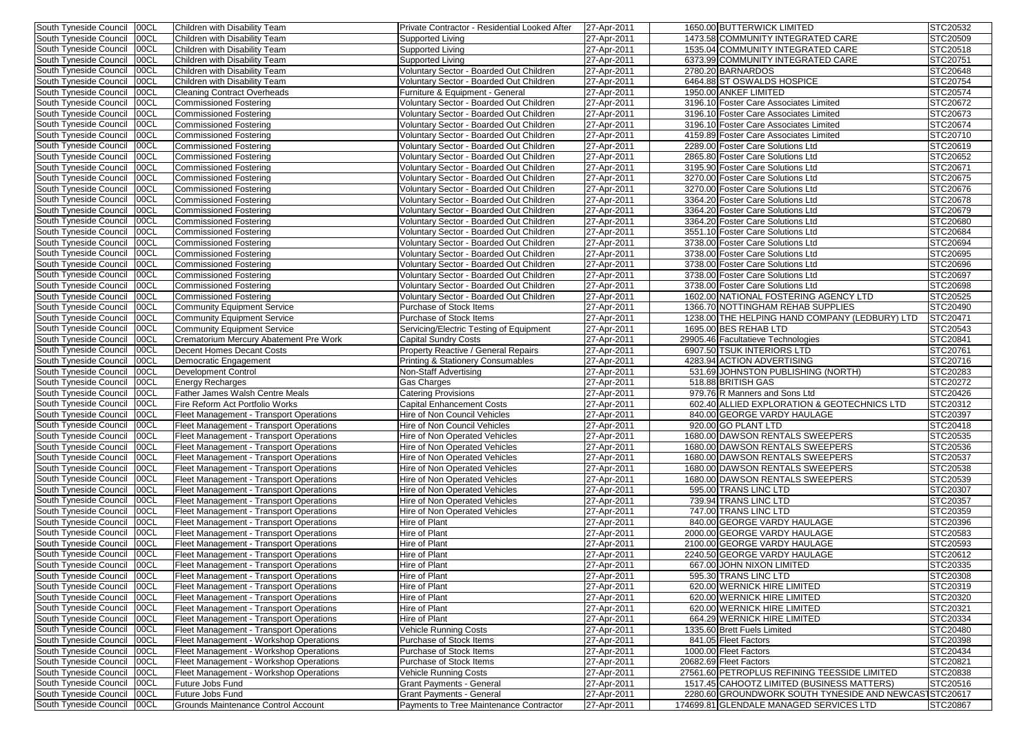| South Tyneside Council | 00CL | Children with Disability Team | Private Contractor - Residential Looked After | 27-Apr-2011 | 1650.00 | BUTTERWICK LIMITED | STC20532 |
|---|---|---|---|---|---|---|---|
| South Tyneside Council | 00CL | Children with Disability Team | Supported Living | 27-Apr-2011 | 1473.58 | COMMUNITY INTEGRATED CARE | STC20509 |
| South Tyneside Council | 00CL | Children with Disability Team | Supported Living | 27-Apr-2011 | 1535.04 | COMMUNITY INTEGRATED CARE | STC20518 |
| South Tyneside Council | 00CL | Children with Disability Team | Supported Living | 27-Apr-2011 | 6373.99 | COMMUNITY INTEGRATED CARE | STC20751 |
| South Tyneside Council | 00CL | Children with Disability Team | Voluntary Sector - Boarded Out Children | 27-Apr-2011 | 2780.20 | BARNARDOS | STC20648 |
| South Tyneside Council | 00CL | Children with Disability Team | Voluntary Sector - Boarded Out Children | 27-Apr-2011 | 6464.88 | ST OSWALDS HOSPICE | STC20754 |
| South Tyneside Council | 00CL | Cleaning Contract Overheads | Furniture & Equipment - General | 27-Apr-2011 | 1950.00 | ANKEF LIMITED | STC20574 |
| South Tyneside Council | 00CL | Commissioned Fostering | Voluntary Sector - Boarded Out Children | 27-Apr-2011 | 3196.10 | Foster Care Associates Limited | STC20672 |
| South Tyneside Council | 00CL | Commissioned Fostering | Voluntary Sector - Boarded Out Children | 27-Apr-2011 | 3196.10 | Foster Care Associates Limited | STC20673 |
| South Tyneside Council | 00CL | Commissioned Fostering | Voluntary Sector - Boarded Out Children | 27-Apr-2011 | 3196.10 | Foster Care Associates Limited | STC20674 |
| South Tyneside Council | 00CL | Commissioned Fostering | Voluntary Sector - Boarded Out Children | 27-Apr-2011 | 4159.89 | Foster Care Associates Limited | STC20710 |
| South Tyneside Council | 00CL | Commissioned Fostering | Voluntary Sector - Boarded Out Children | 27-Apr-2011 | 2289.00 | Foster Care Solutions Ltd | STC20619 |
| South Tyneside Council | 00CL | Commissioned Fostering | Voluntary Sector - Boarded Out Children | 27-Apr-2011 | 2865.80 | Foster Care Solutions Ltd | STC20652 |
| South Tyneside Council | 00CL | Commissioned Fostering | Voluntary Sector - Boarded Out Children | 27-Apr-2011 | 3195.90 | Foster Care Solutions Ltd | STC20671 |
| South Tyneside Council | 00CL | Commissioned Fostering | Voluntary Sector - Boarded Out Children | 27-Apr-2011 | 3270.00 | Foster Care Solutions Ltd | STC20675 |
| South Tyneside Council | 00CL | Commissioned Fostering | Voluntary Sector - Boarded Out Children | 27-Apr-2011 | 3270.00 | Foster Care Solutions Ltd | STC20676 |
| South Tyneside Council | 00CL | Commissioned Fostering | Voluntary Sector - Boarded Out Children | 27-Apr-2011 | 3364.20 | Foster Care Solutions Ltd | STC20678 |
| South Tyneside Council | 00CL | Commissioned Fostering | Voluntary Sector - Boarded Out Children | 27-Apr-2011 | 3364.20 | Foster Care Solutions Ltd | STC20679 |
| South Tyneside Council | 00CL | Commissioned Fostering | Voluntary Sector - Boarded Out Children | 27-Apr-2011 | 3364.20 | Foster Care Solutions Ltd | STC20680 |
| South Tyneside Council | 00CL | Commissioned Fostering | Voluntary Sector - Boarded Out Children | 27-Apr-2011 | 3551.10 | Foster Care Solutions Ltd | STC20684 |
| South Tyneside Council | 00CL | Commissioned Fostering | Voluntary Sector - Boarded Out Children | 27-Apr-2011 | 3738.00 | Foster Care Solutions Ltd | STC20694 |
| South Tyneside Council | 00CL | Commissioned Fostering | Voluntary Sector - Boarded Out Children | 27-Apr-2011 | 3738.00 | Foster Care Solutions Ltd | STC20695 |
| South Tyneside Council | 00CL | Commissioned Fostering | Voluntary Sector - Boarded Out Children | 27-Apr-2011 | 3738.00 | Foster Care Solutions Ltd | STC20696 |
| South Tyneside Council | 00CL | Commissioned Fostering | Voluntary Sector - Boarded Out Children | 27-Apr-2011 | 3738.00 | Foster Care Solutions Ltd | STC20697 |
| South Tyneside Council | 00CL | Commissioned Fostering | Voluntary Sector - Boarded Out Children | 27-Apr-2011 | 3738.00 | Foster Care Solutions Ltd | STC20698 |
| South Tyneside Council | 00CL | Commissioned Fostering | Voluntary Sector - Boarded Out Children | 27-Apr-2011 | 1602.00 | NATIONAL FOSTERING AGENCY LTD | STC20525 |
| South Tyneside Council | 00CL | Community Equipment Service | Purchase of Stock Items | 27-Apr-2011 | 1366.70 | NOTTINGHAM REHAB SUPPLIES | STC20490 |
| South Tyneside Council | 00CL | Community Equipment Service | Purchase of Stock Items | 27-Apr-2011 | 1238.00 | THE HELPING HAND COMPANY (LEDBURY) LTD | STC20471 |
| South Tyneside Council | 00CL | Community Equipment Service | Servicing/Electric Testing of Equipment | 27-Apr-2011 | 1695.00 | BES REHAB LTD | STC20543 |
| South Tyneside Council | 00CL | Crematorium Mercury Abatement Pre Work | Capital Sundry Costs | 27-Apr-2011 | 29905.46 | Facultatieve Technologies | STC20841 |
| South Tyneside Council | 00CL | Decent Homes Decant Costs | Property Reactive / General Repairs | 27-Apr-2011 | 6907.50 | TSUK INTERIORS LTD | STC20761 |
| South Tyneside Council | 00CL | Democratic Engagement | Printing & Stationery Consumables | 27-Apr-2011 | 4283.94 | ACTION ADVERTISING | STC20716 |
| South Tyneside Council | 00CL | Development Control | Non-Staff Advertising | 27-Apr-2011 | 531.69 | JOHNSTON PUBLISHING (NORTH) | STC20283 |
| South Tyneside Council | 00CL | Energy Recharges | Gas Charges | 27-Apr-2011 | 518.88 | BRITISH GAS | STC20272 |
| South Tyneside Council | 00CL | Father James Walsh Centre Meals | Catering Provisions | 27-Apr-2011 | 979.76 | R Manners and Sons Ltd | STC20426 |
| South Tyneside Council | 00CL | Fire Reform Act Portfolio Works | Capital Enhancement Costs | 27-Apr-2011 | 602.40 | ALLIED EXPLORATION & GEOTECHNICS LTD | STC20312 |
| South Tyneside Council | 00CL | Fleet Management - Transport Operations | Hire of Non Council Vehicles | 27-Apr-2011 | 840.00 | GEORGE VARDY HAULAGE | STC20397 |
| South Tyneside Council | 00CL | Fleet Management - Transport Operations | Hire of Non Council Vehicles | 27-Apr-2011 | 920.00 | GO PLANT LTD | STC20418 |
| South Tyneside Council | 00CL | Fleet Management - Transport Operations | Hire of Non Operated Vehicles | 27-Apr-2011 | 1680.00 | DAWSON RENTALS SWEEPERS | STC20535 |
| South Tyneside Council | 00CL | Fleet Management - Transport Operations | Hire of Non Operated Vehicles | 27-Apr-2011 | 1680.00 | DAWSON RENTALS SWEEPERS | STC20536 |
| South Tyneside Council | 00CL | Fleet Management - Transport Operations | Hire of Non Operated Vehicles | 27-Apr-2011 | 1680.00 | DAWSON RENTALS SWEEPERS | STC20537 |
| South Tyneside Council | 00CL | Fleet Management - Transport Operations | Hire of Non Operated Vehicles | 27-Apr-2011 | 1680.00 | DAWSON RENTALS SWEEPERS | STC20538 |
| South Tyneside Council | 00CL | Fleet Management - Transport Operations | Hire of Non Operated Vehicles | 27-Apr-2011 | 1680.00 | DAWSON RENTALS SWEEPERS | STC20539 |
| South Tyneside Council | 00CL | Fleet Management - Transport Operations | Hire of Non Operated Vehicles | 27-Apr-2011 | 595.00 | TRANS LINC LTD | STC20307 |
| South Tyneside Council | 00CL | Fleet Management - Transport Operations | Hire of Non Operated Vehicles | 27-Apr-2011 | 739.94 | TRANS LINC LTD | STC20357 |
| South Tyneside Council | 00CL | Fleet Management - Transport Operations | Hire of Non Operated Vehicles | 27-Apr-2011 | 747.00 | TRANS LINC LTD | STC20359 |
| South Tyneside Council | 00CL | Fleet Management - Transport Operations | Hire of Plant | 27-Apr-2011 | 840.00 | GEORGE VARDY HAULAGE | STC20396 |
| South Tyneside Council | 00CL | Fleet Management - Transport Operations | Hire of Plant | 27-Apr-2011 | 2000.00 | GEORGE VARDY HAULAGE | STC20583 |
| South Tyneside Council | 00CL | Fleet Management - Transport Operations | Hire of Plant | 27-Apr-2011 | 2100.00 | GEORGE VARDY HAULAGE | STC20593 |
| South Tyneside Council | 00CL | Fleet Management - Transport Operations | Hire of Plant | 27-Apr-2011 | 2240.50 | GEORGE VARDY HAULAGE | STC20612 |
| South Tyneside Council | 00CL | Fleet Management - Transport Operations | Hire of Plant | 27-Apr-2011 | 667.00 | JOHN NIXON LIMITED | STC20335 |
| South Tyneside Council | 00CL | Fleet Management - Transport Operations | Hire of Plant | 27-Apr-2011 | 595.30 | TRANS LINC LTD | STC20308 |
| South Tyneside Council | 00CL | Fleet Management - Transport Operations | Hire of Plant | 27-Apr-2011 | 620.00 | WERNICK HIRE LIMITED | STC20319 |
| South Tyneside Council | 00CL | Fleet Management - Transport Operations | Hire of Plant | 27-Apr-2011 | 620.00 | WERNICK HIRE LIMITED | STC20320 |
| South Tyneside Council | 00CL | Fleet Management - Transport Operations | Hire of Plant | 27-Apr-2011 | 620.00 | WERNICK HIRE LIMITED | STC20321 |
| South Tyneside Council | 00CL | Fleet Management - Transport Operations | Hire of Plant | 27-Apr-2011 | 664.29 | WERNICK HIRE LIMITED | STC20334 |
| South Tyneside Council | 00CL | Fleet Management - Transport Operations | Vehicle Running Costs | 27-Apr-2011 | 1335.60 | Brett Fuels Limited | STC20480 |
| South Tyneside Council | 00CL | Fleet Management - Workshop Operations | Purchase of Stock Items | 27-Apr-2011 | 841.05 | Fleet Factors | STC20398 |
| South Tyneside Council | 00CL | Fleet Management - Workshop Operations | Purchase of Stock Items | 27-Apr-2011 | 1000.00 | Fleet Factors | STC20434 |
| South Tyneside Council | 00CL | Fleet Management - Workshop Operations | Purchase of Stock Items | 27-Apr-2011 | 20682.69 | Fleet Factors | STC20821 |
| South Tyneside Council | 00CL | Fleet Management - Workshop Operations | Vehicle Running Costs | 27-Apr-2011 | 27561.60 | PETROPLUS REFINING TEESSIDE LIMITED | STC20838 |
| South Tyneside Council | 00CL | Future Jobs Fund | Grant Payments - General | 27-Apr-2011 | 1517.45 | CAHOOTZ LIMITED (BUSINESS MATTERS) | STC20516 |
| South Tyneside Council | 00CL | Future Jobs Fund | Grant Payments - General | 27-Apr-2011 | 2280.60 | GROUNDWORK SOUTH TYNESIDE AND NEWCAST | STC20617 |
| South Tyneside Council | 00CL | Grounds Maintenance Control Account | Payments to Tree Maintenance Contractor | 27-Apr-2011 | 174699.81 | GLENDALE MANAGED SERVICES LTD | STC20867 |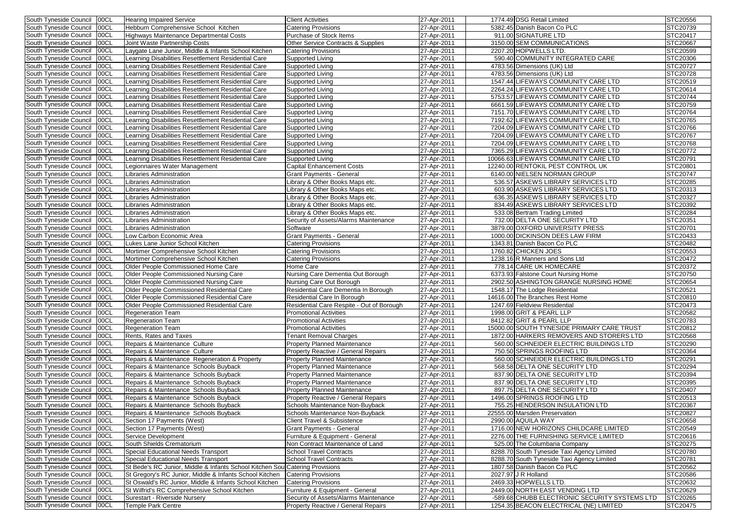| South Tyneside Council | 00CL | Hearing Impaired Service | Client Activities | 27-Apr-2011 | 1774.49 | DSG Retail Limited | STC20556 |
|---|---|---|---|---|---|---|---|
| South Tyneside Council | 00CL | Hebburn Comprehensive School Kitchen | Catering Provisions | 27-Apr-2011 | 5382.45 | Danish Bacon Co PLC | STC20739 |
| South Tyneside Council | 00CL | Highways Maintenance Departmental Costs | Purchase of Stock Items | 27-Apr-2011 | 911.00 | SIGNATURE LTD | STC20417 |
| South Tyneside Council | 00CL | Joint Waste Partnership Costs | Other Service Contracts & Supplies | 27-Apr-2011 | 3150.00 | SEM COMMUNICATIONS | STC20667 |
| South Tyneside Council | 00CL | Laygate Lane Junior, Middle & Infants School Kitchen | Catering Provisions | 27-Apr-2011 | 2207.20 | HOPWELLS LTD. | STC20599 |
| South Tyneside Council | 00CL | Learning Disabilities Resettlement Residential Care | Supported Living | 27-Apr-2011 | 590.40 | COMMUNITY INTEGRATED CARE | STC20306 |
| South Tyneside Council | 00CL | Learning Disabilities Resettlement Residential Care | Supported Living | 27-Apr-2011 | 4783.56 | Dimensions (UK) Ltd | STC20727 |
| South Tyneside Council | 00CL | Learning Disabilities Resettlement Residential Care | Supported Living | 27-Apr-2011 | 4783.56 | Dimensions (UK) Ltd | STC20728 |
| South Tyneside Council | 00CL | Learning Disabilities Resettlement Residential Care | Supported Living | 27-Apr-2011 | 1547.44 | LIFEWAYS COMMUNITY CARE LTD | STC20519 |
| South Tyneside Council | 00CL | Learning Disabilities Resettlement Residential Care | Supported Living | 27-Apr-2011 | 2264.24 | LIFEWAYS COMMUNITY CARE LTD | STC20614 |
| South Tyneside Council | 00CL | Learning Disabilities Resettlement Residential Care | Supported Living | 27-Apr-2011 | 5753.57 | LIFEWAYS COMMUNITY CARE LTD | STC20744 |
| South Tyneside Council | 00CL | Learning Disabilities Resettlement Residential Care | Supported Living | 27-Apr-2011 | 6661.59 | LIFEWAYS COMMUNITY CARE LTD | STC20759 |
| South Tyneside Council | 00CL | Learning Disabilities Resettlement Residential Care | Supported Living | 27-Apr-2011 | 7151.70 | LIFEWAYS COMMUNITY CARE LTD | STC20764 |
| South Tyneside Council | 00CL | Learning Disabilities Resettlement Residential Care | Supported Living | 27-Apr-2011 | 7192.62 | LIFEWAYS COMMUNITY CARE LTD | STC20765 |
| South Tyneside Council | 00CL | Learning Disabilities Resettlement Residential Care | Supported Living | 27-Apr-2011 | 7204.09 | LIFEWAYS COMMUNITY CARE LTD | STC20766 |
| South Tyneside Council | 00CL | Learning Disabilities Resettlement Residential Care | Supported Living | 27-Apr-2011 | 7204.09 | LIFEWAYS COMMUNITY CARE LTD | STC20767 |
| South Tyneside Council | 00CL | Learning Disabilities Resettlement Residential Care | Supported Living | 27-Apr-2011 | 7204.09 | LIFEWAYS COMMUNITY CARE LTD | STC20768 |
| South Tyneside Council | 00CL | Learning Disabilities Resettlement Residential Care | Supported Living | 27-Apr-2011 | 7365.29 | LIFEWAYS COMMUNITY CARE LTD | STC20772 |
| South Tyneside Council | 00CL | Learning Disabilities Resettlement Residential Care | Supported Living | 27-Apr-2011 | 10066.63 | LIFEWAYS COMMUNITY CARE LTD | STC20791 |
| South Tyneside Council | 00CL | Legionnaires Water Management | Capital Enhancement Costs | 27-Apr-2011 | 12240.00 | RENTOKIL PEST CONTROL UK | STC20801 |
| South Tyneside Council | 00CL | Libraries Administration | Grant Payments - General | 27-Apr-2011 | 6140.00 | NIELSEN NORMAN GROUP | STC20747 |
| South Tyneside Council | 00CL | Libraries Administration | Library & Other Books Maps etc. | 27-Apr-2011 | 536.57 | ASKEWS LIBRARY SERVICES LTD | STC20285 |
| South Tyneside Council | 00CL | Libraries Administration | Library & Other Books Maps etc. | 27-Apr-2011 | 603.90 | ASKEWS LIBRARY SERVICES LTD | STC20313 |
| South Tyneside Council | 00CL | Libraries Administration | Library & Other Books Maps etc. | 27-Apr-2011 | 636.35 | ASKEWS LIBRARY SERVICES LTD | STC20327 |
| South Tyneside Council | 00CL | Libraries Administration | Library & Other Books Maps etc. | 27-Apr-2011 | 834.49 | ASKEWS LIBRARY SERVICES LTD | STC20392 |
| South Tyneside Council | 00CL | Libraries Administration | Library & Other Books Maps etc. | 27-Apr-2011 | 533.08 | Bertram Trading Limited | STC20284 |
| South Tyneside Council | 00CL | Libraries Administration | Security of Assets/Alarms Maintenance | 27-Apr-2011 | 732.00 | DELTA ONE SECURITY LTD | STC20351 |
| South Tyneside Council | 00CL | Libraries Administration | Software | 27-Apr-2011 | 3879.00 | OXFORD UNIVERSITY PRESS | STC20701 |
| South Tyneside Council | 00CL | Low Carbon Economic Area | Grant Payments - General | 27-Apr-2011 | 1000.00 | DICKINSON DEES LAW FIRM | STC20433 |
| South Tyneside Council | 00CL | Lukes Lane Junior School Kitchen | Catering Provisions | 27-Apr-2011 | 1343.81 | Danish Bacon Co PLC | STC20482 |
| South Tyneside Council | 00CL | Mortimer Comprehensive School Kitchen | Catering Provisions | 27-Apr-2011 | 1760.82 | CHICKEN JOES | STC20553 |
| South Tyneside Council | 00CL | Mortimer Comprehensive School Kitchen | Catering Provisions | 27-Apr-2011 | 1238.16 | R Manners and Sons Ltd | STC20472 |
| South Tyneside Council | 00CL | Older People Commissioned Home Care | Home Care | 27-Apr-2011 | 778.14 | CARE UK HOMECARE | STC20372 |
| South Tyneside Council | 00CL | Older People Commissioned Nursing Care | Nursing Care Dementia Out Borough | 27-Apr-2011 | 6373.93 | Falstone Court Nursing Home | STC20750 |
| South Tyneside Council | 00CL | Older People Commissioned Nursing Care | Nursing Care Out Borough | 27-Apr-2011 | 2902.50 | ASHINGTON GRANGE NURSING HOME | STC20654 |
| South Tyneside Council | 00CL | Older People Commissioned Residential Care | Residential Care Dementia In Borough | 27-Apr-2011 | 1548.17 | The Lodge Residential | STC20521 |
| South Tyneside Council | 00CL | Older People Commissioned Residential Care | Residential Care In Borough | 27-Apr-2011 | 14616.00 | The Branches Rest Home | STC20810 |
| South Tyneside Council | 00CL | Older People Commissioned Residential Care | Residential Care Respite - Out of Borough | 27-Apr-2011 | 1247.69 | Fieldview Residential | STC20473 |
| South Tyneside Council | 00CL | Regeneration Team | Promotional Activities | 27-Apr-2011 | 1998.00 | GRIT & PEARL LLP | STC20582 |
| South Tyneside Council | 00CL | Regeneration Team | Promotional Activities | 27-Apr-2011 | 8412.82 | GRIT & PEARL LLP | STC20783 |
| South Tyneside Council | 00CL | Regeneration Team | Promotional Activities | 27-Apr-2011 | 15000.00 | SOUTH TYNESIDE PRIMARY CARE TRUST | STC20812 |
| South Tyneside Council | 00CL | Rents, Rates and Taxes | Tenant Removal Charges | 27-Apr-2011 | 1872.00 | HARKERS REMOVERS AND STORERS LTD | STC20568 |
| South Tyneside Council | 00CL | Repairs & Maintenance Culture | Property Planned Maintenance | 27-Apr-2011 | 560.00 | SCHNEIDER ELECTRIC BUILDINGS LTD | STC20290 |
| South Tyneside Council | 00CL | Repairs & Maintenance Culture | Property Reactive / General Repairs | 27-Apr-2011 | 750.50 | SPRINGS ROOFING LTD | STC20364 |
| South Tyneside Council | 00CL | Repairs & Maintenance Regeneration & Property | Property Planned Maintenance | 27-Apr-2011 | 560.00 | SCHNEIDER ELECTRIC BUILDINGS LTD | STC20291 |
| South Tyneside Council | 00CL | Repairs & Maintenance Schools Buyback | Property Planned Maintenance | 27-Apr-2011 | 568.58 | DELTA ONE SECURITY LTD | STC20294 |
| South Tyneside Council | 00CL | Repairs & Maintenance Schools Buyback | Property Planned Maintenance | 27-Apr-2011 | 837.90 | DELTA ONE SECURITY LTD | STC20394 |
| South Tyneside Council | 00CL | Repairs & Maintenance Schools Buyback | Property Planned Maintenance | 27-Apr-2011 | 837.90 | DELTA ONE SECURITY LTD | STC20395 |
| South Tyneside Council | 00CL | Repairs & Maintenance Schools Buyback | Property Planned Maintenance | 27-Apr-2011 | 897.75 | DELTA ONE SECURITY LTD | STC20407 |
| South Tyneside Council | 00CL | Repairs & Maintenance Schools Buyback | Property Reactive / General Repairs | 27-Apr-2011 | 1496.00 | SPRINGS ROOFING LTD | STC20513 |
| South Tyneside Council | 00CL | Repairs & Maintenance Schools Buyback | Schools Maintenance Non-Buyback | 27-Apr-2011 | 755.25 | HENDERSON INSULATION LTD | STC20367 |
| South Tyneside Council | 00CL | Repairs & Maintenance Schools Buyback | Schools Maintenance Non-Buyback | 27-Apr-2011 | 22555.00 | Marsden Preservation | STC20827 |
| South Tyneside Council | 00CL | Section 17 Payments (West) | Client Travel & Subsistence | 27-Apr-2011 | 2990.00 | AQUILA WAY | STC20658 |
| South Tyneside Council | 00CL | Section 17 Payments (West) | Grant Payments - General | 27-Apr-2011 | 1716.00 | NEW HORIZONS CHILDCARE LIMITED | STC20549 |
| South Tyneside Council | 00CL | Service Development | Furniture & Equipment - General | 27-Apr-2011 | 2276.00 | THE FURNISHING SERVICE LIMITED | STC20616 |
| South Tyneside Council | 00CL | South Shields Crematorium | Non Contract Maintenance of Land | 27-Apr-2011 | 525.00 | The Columbaria Company | STC20275 |
| South Tyneside Council | 00CL | Special Educational Needs Transport | School Travel Contracts | 27-Apr-2011 | 8288.70 | South Tyneside Taxi Agency Limited | STC20780 |
| South Tyneside Council | 00CL | Special Educational Needs Transport | School Travel Contracts | 27-Apr-2011 | 8288.70 | South Tyneside Taxi Agency Limited | STC20781 |
| South Tyneside Council | 00CL | St Bede's RC Junior, Middle & Infants School Kitchen Sou | Catering Provisions | 27-Apr-2011 | 1807.58 | Danish Bacon Co PLC | STC20562 |
| South Tyneside Council | 00CL | St Gregory's RC Junior, Middle & Infants School Kitchen | Catering Provisions | 27-Apr-2011 | 2027.97 | J R Holland | STC20586 |
| South Tyneside Council | 00CL | St Oswald's RC Junior, Middle & Infants School Kitchen | Catering Provisions | 27-Apr-2011 | 2469.33 | HOPWELLS LTD. | STC20632 |
| South Tyneside Council | 00CL | St Wilfrid's RC Comprehensive School Kitchen | Furniture & Equipment - General | 27-Apr-2011 | 2449.00 | NORTH EAST VENDING LTD | STC20629 |
| South Tyneside Council | 00CL | Surestart - Riverside Nursery | Security of Assets/Alarms Maintenance | 27-Apr-2011 | -589.68 | CHUBB ELECTRONIC SECURITY SYSTEMS LTD | STC20265 |
| South Tyneside Council | 00CL | Temple Park Centre | Property Reactive / General Repairs | 27-Apr-2011 | 1254.35 | BEACON ELECTRICAL (NE) LIMITED | STC20475 |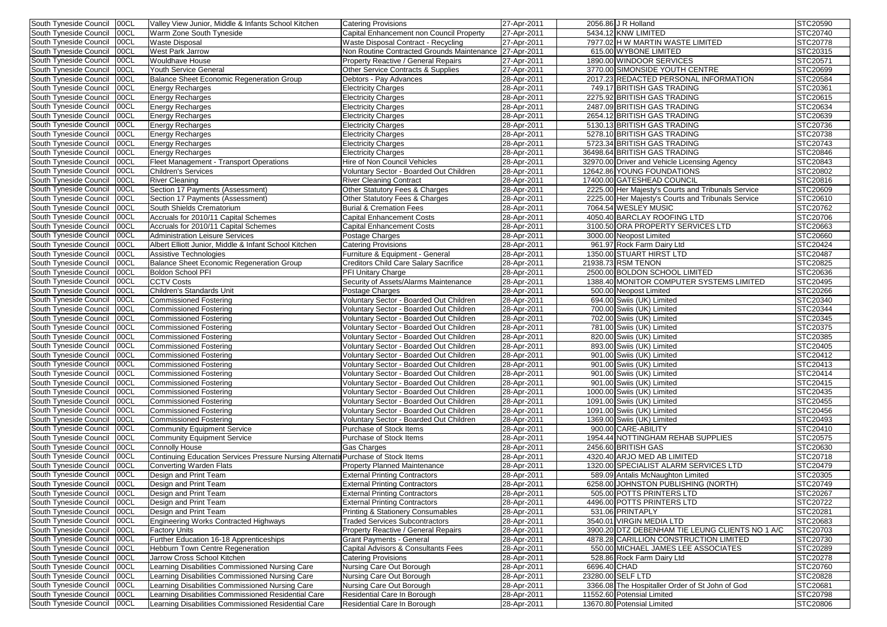| South Tyneside Council | 00CL | Valley View Junior, Middle & Infants School Kitchen | Catering Provisions | 27-Apr-2011 | 2056.86 | J R Holland | STC20590 |
|---|---|---|---|---|---|---|---|
| South Tyneside Council | 00CL | Warm Zone South Tyneside | Capital Enhancement non Council Property | 27-Apr-2011 | 5434.12 | KNW LIMITED | STC20740 |
| South Tyneside Council | 00CL | Waste Disposal | Waste Disposal Contract - Recycling | 27-Apr-2011 | 7977.02 | H W MARTIN WASTE LIMITED | STC20778 |
| South Tyneside Council | 00CL | West Park Jarrow | Non Routine Contracted Grounds Maintenance | 27-Apr-2011 | 615.00 | WYBONE LIMITED | STC20315 |
| South Tyneside Council | 00CL | Wouldhave House | Property Reactive / General Repairs | 27-Apr-2011 | 1890.00 | WINDOOR SERVICES | STC20571 |
| South Tyneside Council | 00CL | Youth Service General | Other Service Contracts & Supplies | 27-Apr-2011 | 3770.00 | SIMONSIDE YOUTH CENTRE | STC20699 |
| South Tyneside Council | 00CL | Balance Sheet Economic Regeneration Group | Debtors - Pay Advances | 28-Apr-2011 | 2017.23 | REDACTED PERSONAL INFORMATION | STC20584 |
| South Tyneside Council | 00CL | Energy Recharges | Electricity Charges | 28-Apr-2011 | 749.17 | BRITISH GAS TRADING | STC20361 |
| South Tyneside Council | 00CL | Energy Recharges | Electricity Charges | 28-Apr-2011 | 2275.92 | BRITISH GAS TRADING | STC20615 |
| South Tyneside Council | 00CL | Energy Recharges | Electricity Charges | 28-Apr-2011 | 2487.09 | BRITISH GAS TRADING | STC20634 |
| South Tyneside Council | 00CL | Energy Recharges | Electricity Charges | 28-Apr-2011 | 2654.12 | BRITISH GAS TRADING | STC20639 |
| South Tyneside Council | 00CL | Energy Recharges | Electricity Charges | 28-Apr-2011 | 5130.13 | BRITISH GAS TRADING | STC20736 |
| South Tyneside Council | 00CL | Energy Recharges | Electricity Charges | 28-Apr-2011 | 5278.10 | BRITISH GAS TRADING | STC20738 |
| South Tyneside Council | 00CL | Energy Recharges | Electricity Charges | 28-Apr-2011 | 5723.34 | BRITISH GAS TRADING | STC20743 |
| South Tyneside Council | 00CL | Energy Recharges | Electricity Charges | 28-Apr-2011 | 36498.64 | BRITISH GAS TRADING | STC20846 |
| South Tyneside Council | 00CL | Fleet Management - Transport Operations | Hire of Non Council Vehicles | 28-Apr-2011 | 32970.00 | Driver and Vehicle Licensing Agency | STC20843 |
| South Tyneside Council | 00CL | Children's Services | Voluntary Sector - Boarded Out Children | 28-Apr-2011 | 12642.86 | YOUNG FOUNDATIONS | STC20802 |
| South Tyneside Council | 00CL | River Cleaning | River Cleaning Contract | 28-Apr-2011 | 17400.00 | GATESHEAD COUNCIL | STC20816 |
| South Tyneside Council | 00CL | Section 17 Payments (Assessment) | Other Statutory Fees & Charges | 28-Apr-2011 | 2225.00 | Her Majesty's Courts and Tribunals Service | STC20609 |
| South Tyneside Council | 00CL | Section 17 Payments (Assessment) | Other Statutory Fees & Charges | 28-Apr-2011 | 2225.00 | Her Majesty's Courts and Tribunals Service | STC20610 |
| South Tyneside Council | 00CL | South Shields Crematorium | Burial & Cremation Fees | 28-Apr-2011 | 7064.54 | WESLEY MUSIC | STC20762 |
| South Tyneside Council | 00CL | Accruals for 2010/11 Capital Schemes | Capital Enhancement Costs | 28-Apr-2011 | 4050.40 | BARCLAY ROOFING LTD | STC20706 |
| South Tyneside Council | 00CL | Accruals for 2010/11 Capital Schemes | Capital Enhancement Costs | 28-Apr-2011 | 3100.50 | ORA PROPERTY SERVICES LTD | STC20663 |
| South Tyneside Council | 00CL | Administration Leisure Services | Postage Charges | 28-Apr-2011 | 3000.00 | Neopost Limited | STC20660 |
| South Tyneside Council | 00CL | Albert Elliott Junior, Middle & Infant School Kitchen | Catering Provisions | 28-Apr-2011 | 961.97 | Rock Farm Dairy Ltd | STC20424 |
| South Tyneside Council | 00CL | Assistive Technologies | Furniture & Equipment - General | 28-Apr-2011 | 1350.00 | STUART HIRST LTD | STC20487 |
| South Tyneside Council | 00CL | Balance Sheet Economic Regeneration Group | Creditors Child Care Salary Sacrifice | 28-Apr-2011 | 21938.73 | RSM TENON | STC20825 |
| South Tyneside Council | 00CL | Boldon School PFI | PFI Unitary Charge | 28-Apr-2011 | 2500.00 | BOLDON SCHOOL LIMITED | STC20636 |
| South Tyneside Council | 00CL | CCTV Costs | Security of Assets/Alarms Maintenance | 28-Apr-2011 | 1388.40 | MONITOR COMPUTER SYSTEMS LIMITED | STC20495 |
| South Tyneside Council | 00CL | Children's Standards Unit | Postage Charges | 28-Apr-2011 | 500.00 | Neopost Limited | STC20266 |
| South Tyneside Council | 00CL | Commissioned Fostering | Voluntary Sector - Boarded Out Children | 28-Apr-2011 | 694.00 | Swiis (UK) Limited | STC20340 |
| South Tyneside Council | 00CL | Commissioned Fostering | Voluntary Sector - Boarded Out Children | 28-Apr-2011 | 700.00 | Swiis (UK) Limited | STC20344 |
| South Tyneside Council | 00CL | Commissioned Fostering | Voluntary Sector - Boarded Out Children | 28-Apr-2011 | 702.00 | Swiis (UK) Limited | STC20345 |
| South Tyneside Council | 00CL | Commissioned Fostering | Voluntary Sector - Boarded Out Children | 28-Apr-2011 | 781.00 | Swiis (UK) Limited | STC20375 |
| South Tyneside Council | 00CL | Commissioned Fostering | Voluntary Sector - Boarded Out Children | 28-Apr-2011 | 820.00 | Swiis (UK) Limited | STC20385 |
| South Tyneside Council | 00CL | Commissioned Fostering | Voluntary Sector - Boarded Out Children | 28-Apr-2011 | 893.00 | Swiis (UK) Limited | STC20405 |
| South Tyneside Council | 00CL | Commissioned Fostering | Voluntary Sector - Boarded Out Children | 28-Apr-2011 | 901.00 | Swiis (UK) Limited | STC20412 |
| South Tyneside Council | 00CL | Commissioned Fostering | Voluntary Sector - Boarded Out Children | 28-Apr-2011 | 901.00 | Swiis (UK) Limited | STC20413 |
| South Tyneside Council | 00CL | Commissioned Fostering | Voluntary Sector - Boarded Out Children | 28-Apr-2011 | 901.00 | Swiis (UK) Limited | STC20414 |
| South Tyneside Council | 00CL | Commissioned Fostering | Voluntary Sector - Boarded Out Children | 28-Apr-2011 | 901.00 | Swiis (UK) Limited | STC20415 |
| South Tyneside Council | 00CL | Commissioned Fostering | Voluntary Sector - Boarded Out Children | 28-Apr-2011 | 1000.00 | Swiis (UK) Limited | STC20435 |
| South Tyneside Council | 00CL | Commissioned Fostering | Voluntary Sector - Boarded Out Children | 28-Apr-2011 | 1091.00 | Swiis (UK) Limited | STC20455 |
| South Tyneside Council | 00CL | Commissioned Fostering | Voluntary Sector - Boarded Out Children | 28-Apr-2011 | 1091.00 | Swiis (UK) Limited | STC20456 |
| South Tyneside Council | 00CL | Commissioned Fostering | Voluntary Sector - Boarded Out Children | 28-Apr-2011 | 1369.00 | Swiis (UK) Limited | STC20493 |
| South Tyneside Council | 00CL | Community Equipment Service | Purchase of Stock Items | 28-Apr-2011 | 900.00 | CARE-ABILITY | STC20410 |
| South Tyneside Council | 00CL | Community Equipment Service | Purchase of Stock Items | 28-Apr-2011 | 1954.44 | NOTTINGHAM REHAB SUPPLIES | STC20575 |
| South Tyneside Council | 00CL | Connolly House | Gas Charges | 28-Apr-2011 | 2456.60 | BRITISH GAS | STC20630 |
| South Tyneside Council | 00CL | Continuing Education Services Pressure Nursing Alternati | Purchase of Stock Items | 28-Apr-2011 | 4320.40 | ARJO MED AB LIMITED | STC20718 |
| South Tyneside Council | 00CL | Converting Warden Flats | Property Planned Maintenance | 28-Apr-2011 | 1320.00 | SPECIALIST ALARM SERVICES LTD | STC20479 |
| South Tyneside Council | 00CL | Design and Print Team | External Printing Contractors | 28-Apr-2011 | 589.09 | Antalis McNaughton Limited | STC20305 |
| South Tyneside Council | 00CL | Design and Print Team | External Printing Contractors | 28-Apr-2011 | 6258.00 | JOHNSTON PUBLISHING (NORTH) | STC20749 |
| South Tyneside Council | 00CL | Design and Print Team | External Printing Contractors | 28-Apr-2011 | 505.00 | POTTS PRINTERS LTD | STC20267 |
| South Tyneside Council | 00CL | Design and Print Team | External Printing Contractors | 28-Apr-2011 | 4496.00 | POTTS PRINTERS LTD | STC20722 |
| South Tyneside Council | 00CL | Design and Print Team | Printing & Stationery Consumables | 28-Apr-2011 | 531.06 | PRINTAPLY | STC20281 |
| South Tyneside Council | 00CL | Engineering Works Contracted Highways | Traded Services Subcontractors | 28-Apr-2011 | 3540.01 | VIRGIN MEDIA LTD | STC20683 |
| South Tyneside Council | 00CL | Factory Units | Property Reactive / General Repairs | 28-Apr-2011 | 3900.20 | DTZ DEBENHAM TIE LEUNG CLIENTS NO 1 A/C | STC20703 |
| South Tyneside Council | 00CL | Further Education 16-18 Apprenticeships | Grant Payments - General | 28-Apr-2011 | 4878.28 | CARILLION CONSTRUCTION LIMITED | STC20730 |
| South Tyneside Council | 00CL | Hebburn Town Centre Regeneration | Capital Advisors & Consultants Fees | 28-Apr-2011 | 550.00 | MICHAEL JAMES LEE ASSOCIATES | STC20289 |
| South Tyneside Council | 00CL | Jarrow Cross School Kitchen | Catering Provisions | 28-Apr-2011 | 528.86 | Rock Farm Dairy Ltd | STC20278 |
| South Tyneside Council | 00CL | Learning Disabilities Commissioned Nursing Care | Nursing Care Out Borough | 28-Apr-2011 | 6696.40 | CHAD | STC20760 |
| South Tyneside Council | 00CL | Learning Disabilities Commissioned Nursing Care | Nursing Care Out Borough | 28-Apr-2011 | 23280.00 | SELF LTD | STC20828 |
| South Tyneside Council | 00CL | Learning Disabilities Commissioned Nursing Care | Nursing Care Out Borough | 28-Apr-2011 | 3366.08 | The Hospitaller Order of St John of God | STC20681 |
| South Tyneside Council | 00CL | Learning Disabilities Commissioned Residential Care | Residential Care In Borough | 28-Apr-2011 | 11552.60 | Potensial Limited | STC20798 |
| South Tyneside Council | 00CL | Learning Disabilities Commissioned Residential Care | Residential Care In Borough | 28-Apr-2011 | 13670.80 | Potensial Limited | STC20806 |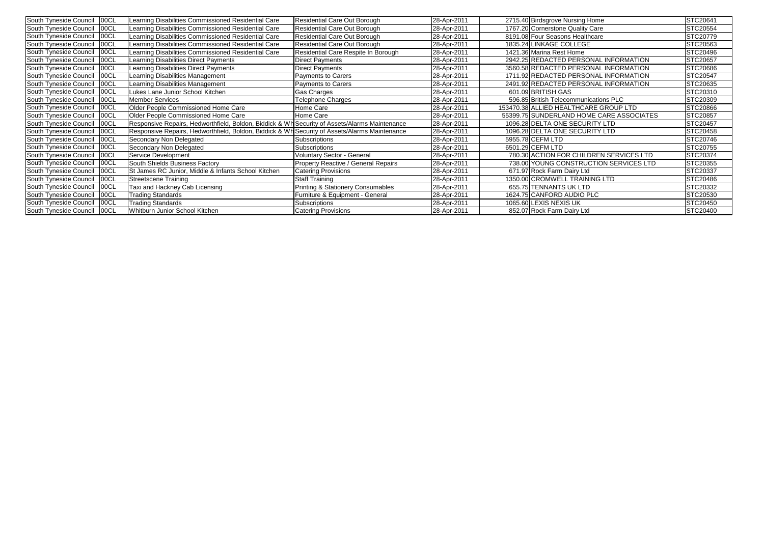| | | | | | | | |
|---|---|---|---|---|---|---|---|
| South Tyneside Council | 00CL | Learning Disabilities Commissioned Residential Care | Residential Care Out Borough | 28-Apr-2011 | 2715.40 | Birdsgrove Nursing Home | STC20641 |
| South Tyneside Council | 00CL | Learning Disabilities Commissioned Residential Care | Residential Care Out Borough | 28-Apr-2011 | 1767.20 | Cornerstone Quality Care | STC20554 |
| South Tyneside Council | 00CL | Learning Disabilities Commissioned Residential Care | Residential Care Out Borough | 28-Apr-2011 | 8191.08 | Four Seasons Healthcare | STC20779 |
| South Tyneside Council | 00CL | Learning Disabilities Commissioned Residential Care | Residential Care Out Borough | 28-Apr-2011 | 1835.24 | LINKAGE COLLEGE | STC20563 |
| South Tyneside Council | 00CL | Learning Disabilities Commissioned Residential Care | Residential Care Respite In Borough | 28-Apr-2011 | 1421.36 | Marina Rest Home | STC20496 |
| South Tyneside Council | 00CL | Learning Disabilities Direct Payments | Direct Payments | 28-Apr-2011 | 2942.25 | REDACTED PERSONAL INFORMATION | STC20657 |
| South Tyneside Council | 00CL | Learning Disabilities Direct Payments | Direct Payments | 28-Apr-2011 | 3560.58 | REDACTED PERSONAL INFORMATION | STC20686 |
| South Tyneside Council | 00CL | Learning Disabilities Management | Payments to Carers | 28-Apr-2011 | 1711.92 | REDACTED PERSONAL INFORMATION | STC20547 |
| South Tyneside Council | 00CL | Learning Disabilities Management | Payments to Carers | 28-Apr-2011 | 2491.92 | REDACTED PERSONAL INFORMATION | STC20635 |
| South Tyneside Council | 00CL | Lukes Lane Junior School Kitchen | Gas Charges | 28-Apr-2011 | 601.09 | BRITISH GAS | STC20310 |
| South Tyneside Council | 00CL | Member Services | Telephone Charges | 28-Apr-2011 | 596.85 | British Telecommunications PLC | STC20309 |
| South Tyneside Council | 00CL | Older People Commissioned Home Care | Home Care | 28-Apr-2011 | 153470.38 | ALLIED HEALTHCARE GROUP LTD | STC20866 |
| South Tyneside Council | 00CL | Older People Commissioned Home Care | Home Care | 28-Apr-2011 | 55399.75 | SUNDERLAND HOME CARE ASSOCIATES | STC20857 |
| South Tyneside Council | 00CL | Responsive Repairs, Hedworthfield, Boldon, Biddick & Wh | Security of Assets/Alarms Maintenance | 28-Apr-2011 | 1096.28 | DELTA ONE SECURITY LTD | STC20457 |
| South Tyneside Council | 00CL | Responsive Repairs, Hedworthfield, Boldon, Biddick & Wh | Security of Assets/Alarms Maintenance | 28-Apr-2011 | 1096.28 | DELTA ONE SECURITY LTD | STC20458 |
| South Tyneside Council | 00CL | Secondary Non Delegated | Subscriptions | 28-Apr-2011 | 5955.78 | CEFM LTD | STC20746 |
| South Tyneside Council | 00CL | Secondary Non Delegated | Subscriptions | 28-Apr-2011 | 6501.29 | CEFM LTD | STC20755 |
| South Tyneside Council | 00CL | Service Development | Voluntary Sector - General | 28-Apr-2011 | 780.30 | ACTION FOR CHILDREN SERVICES LTD | STC20374 |
| South Tyneside Council | 00CL | South Shields Business Factory | Property Reactive / General Repairs | 28-Apr-2011 | 738.00 | YOUNG CONSTRUCTION SERVICES LTD | STC20355 |
| South Tyneside Council | 00CL | St James RC Junior, Middle & Infants School Kitchen | Catering Provisions | 28-Apr-2011 | 671.97 | Rock Farm Dairy Ltd | STC20337 |
| South Tyneside Council | 00CL | Streetscene Training | Staff Training | 28-Apr-2011 | 1350.00 | CROMWELL TRAINING LTD | STC20486 |
| South Tyneside Council | 00CL | Taxi and Hackney Cab Licensing | Printing & Stationery Consumables | 28-Apr-2011 | 655.75 | TENNANTS UK LTD | STC20332 |
| South Tyneside Council | 00CL | Trading Standards | Furniture & Equipment - General | 28-Apr-2011 | 1624.75 | CANFORD AUDIO PLC | STC20530 |
| South Tyneside Council | 00CL | Trading Standards | Subscriptions | 28-Apr-2011 | 1065.60 | LEXIS NEXIS UK | STC20450 |
| South Tyneside Council | 00CL | Whitburn Junior School Kitchen | Catering Provisions | 28-Apr-2011 | 852.07 | Rock Farm Dairy Ltd | STC20400 |